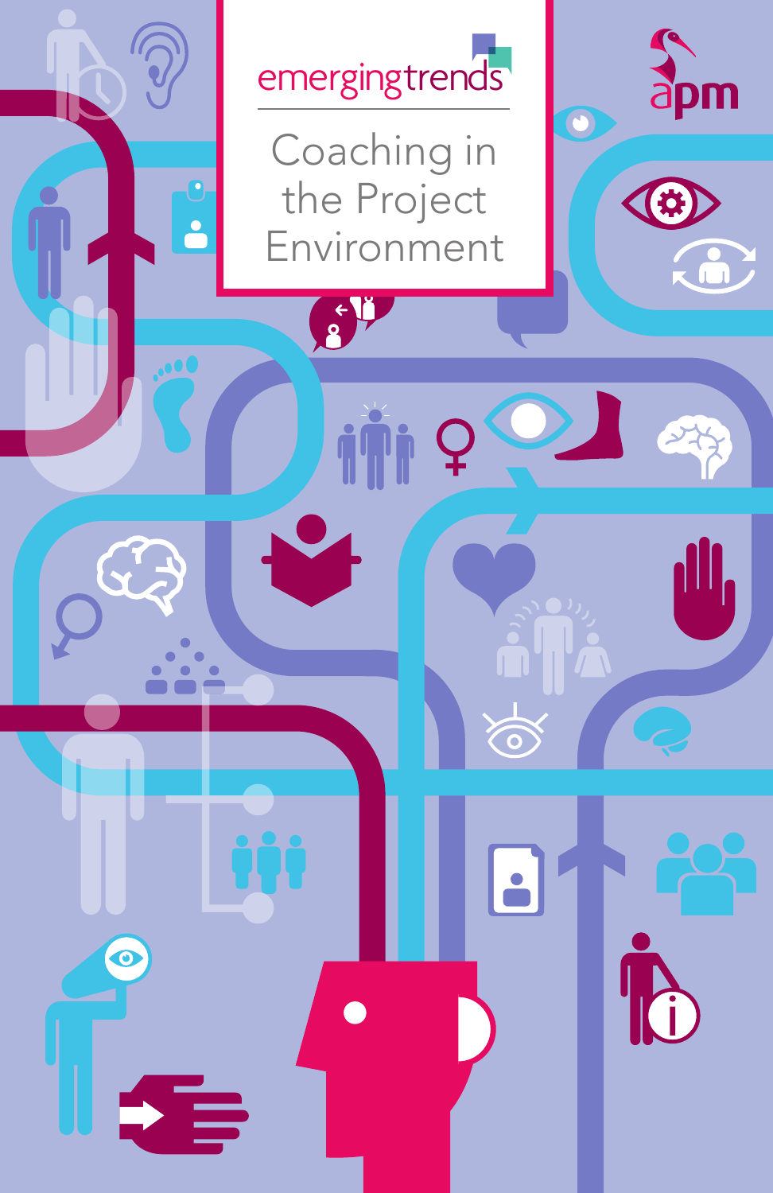emergingtrends

# Coaching in the Project Environment

apm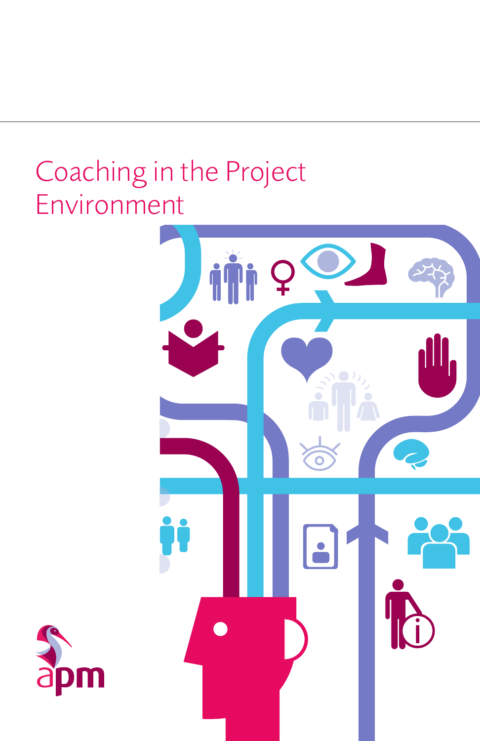# Coaching in the Project Environment

apm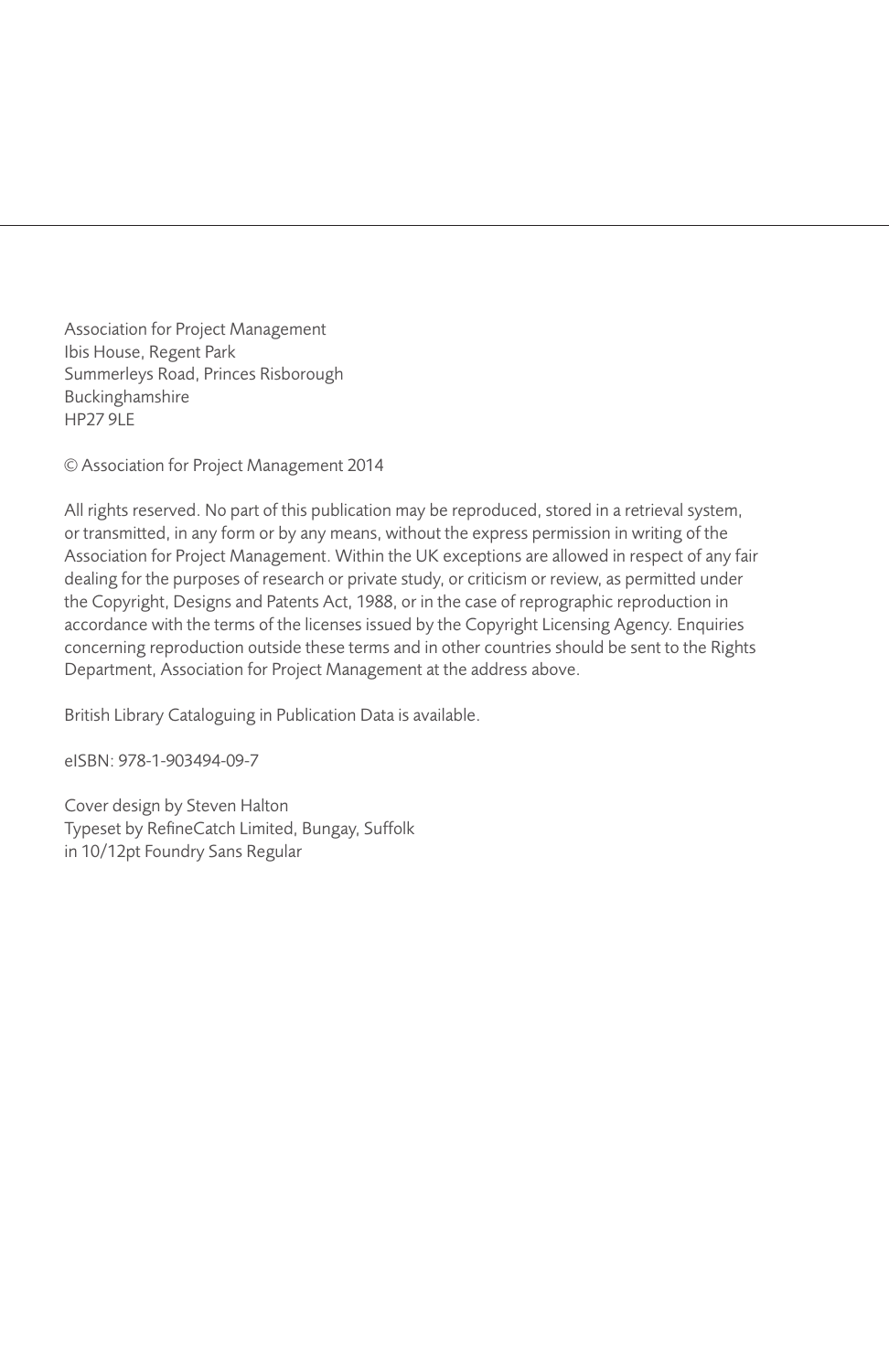Association for Project Management
Ibis House, Regent Park
Summerleys Road, Princes Risborough
Buckinghamshire
HP27 9LE

© Association for Project Management 2014

All rights reserved. No part of this publication may be reproduced, stored in a retrieval system, or transmitted, in any form or by any means, without the express permission in writing of the Association for Project Management. Within the UK exceptions are allowed in respect of any fair dealing for the purposes of research or private study, or criticism or review, as permitted under the Copyright, Designs and Patents Act, 1988, or in the case of reprographic reproduction in accordance with the terms of the licenses issued by the Copyright Licensing Agency. Enquiries concerning reproduction outside these terms and in other countries should be sent to the Rights Department, Association for Project Management at the address above.

British Library Cataloguing in Publication Data is available.

eISBN: 978-1-903494-09-7

Cover design by Steven Halton
Typeset by RefineCatch Limited, Bungay, Suffolk
in 10/12pt Foundry Sans Regular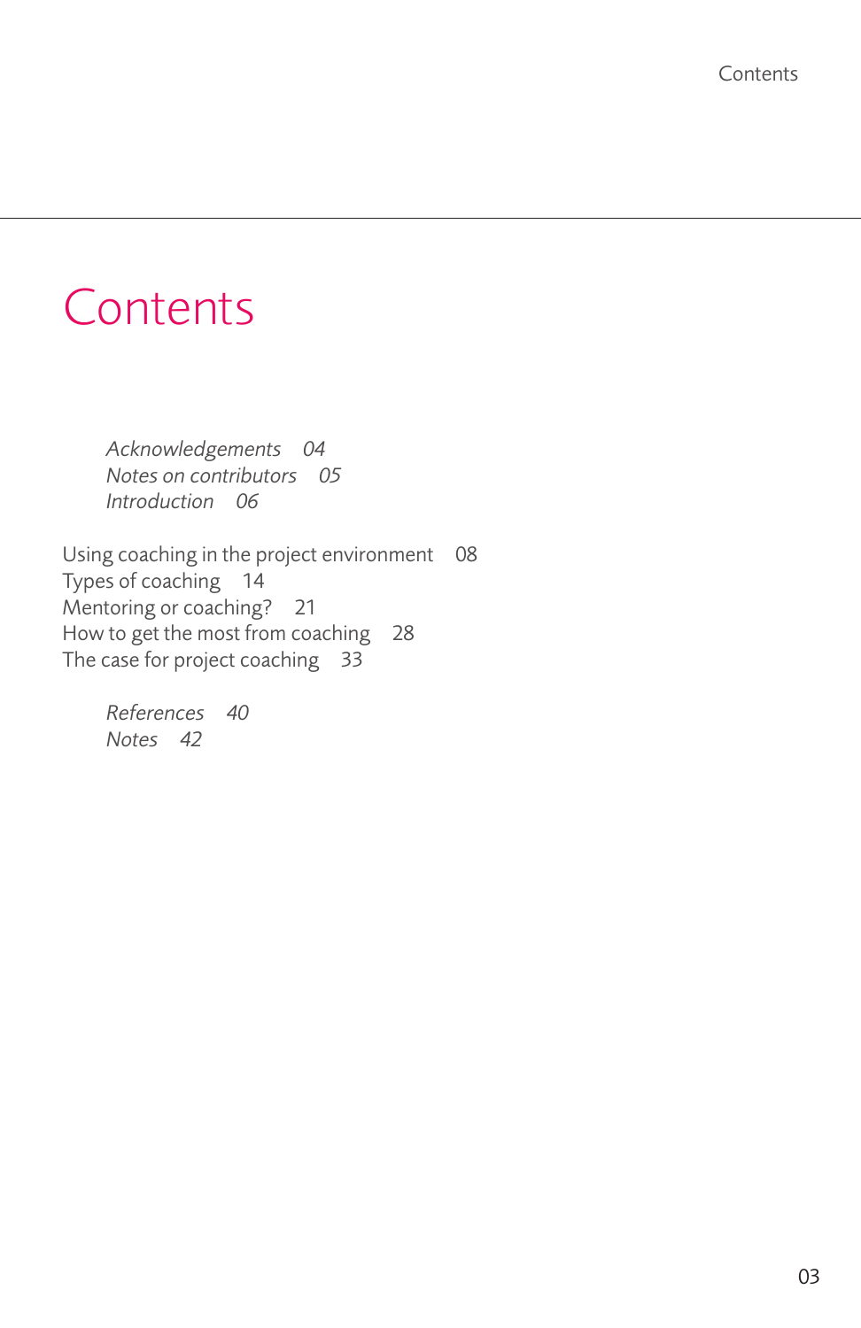# Contents

*Acknowledgements 04*
*Notes on contributors 05*
*Introduction 06*

Using coaching in the project environment 08
Types of coaching 14
Mentoring or coaching? 21
How to get the most from coaching 28
The case for project coaching 33

*References 40*
*Notes 42*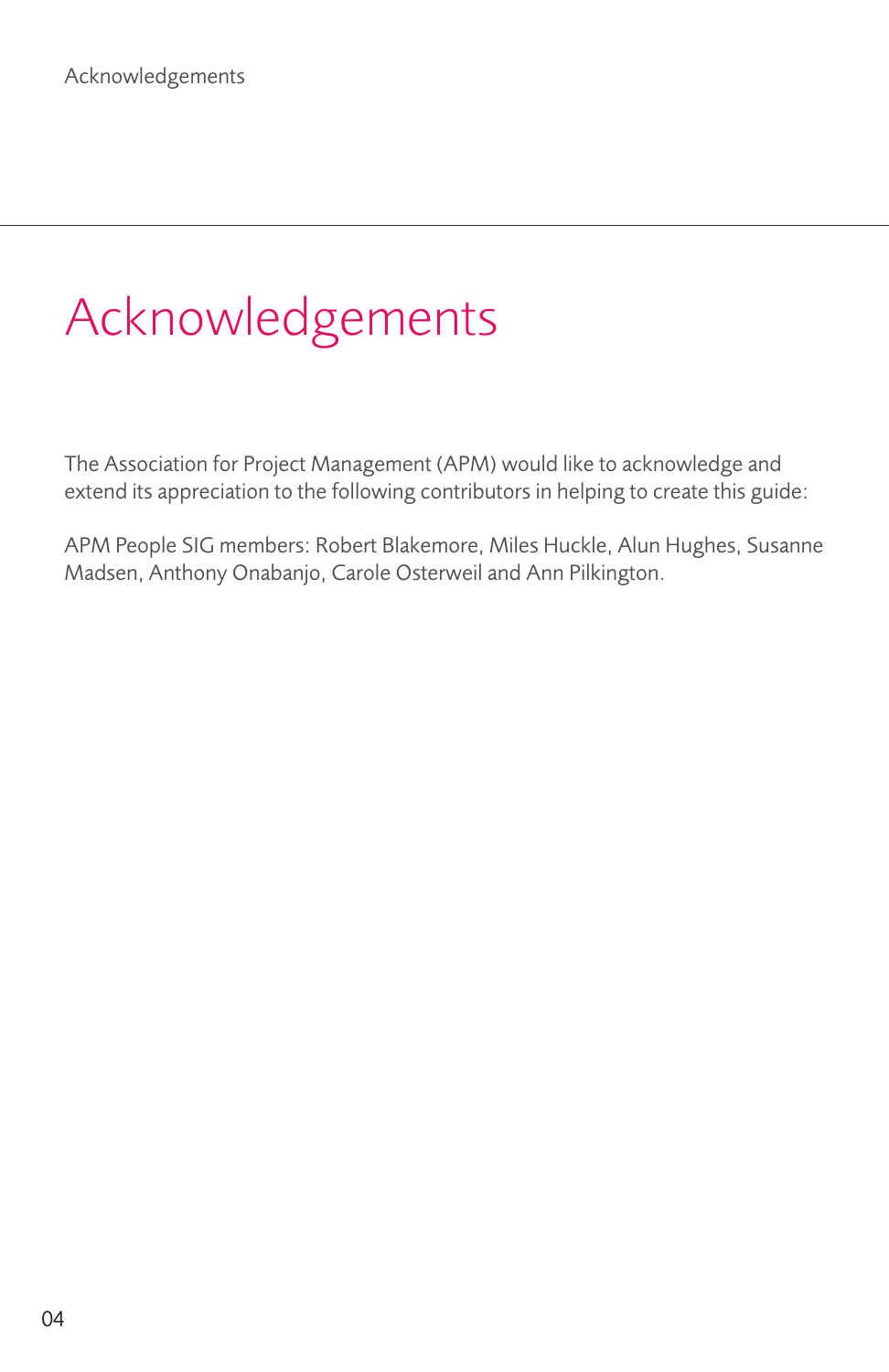# Acknowledgements

The Association for Project Management (APM) would like to acknowledge and extend its appreciation to the following contributors in helping to create this guide:

APM People SIG members: Robert Blakemore, Miles Huckle, Alun Hughes, Susanne Madsen, Anthony Onabanjo, Carole Osterweil and Ann Pilkington.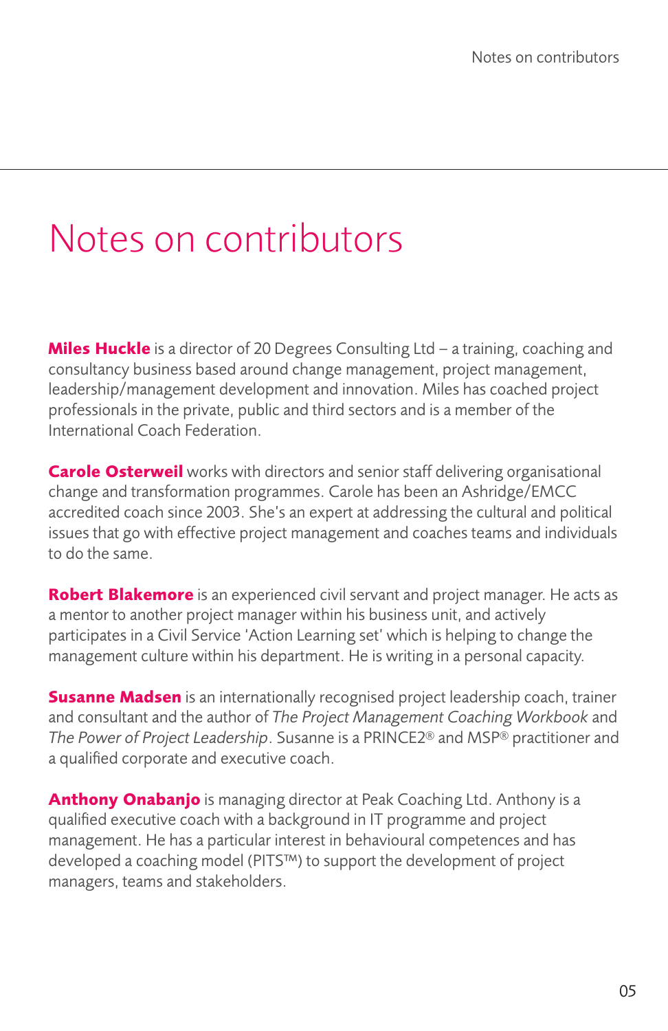# Notes on contributors

**Miles Huckle** is a director of 20 Degrees Consulting Ltd – a training, coaching and consultancy business based around change management, project management, leadership/management development and innovation. Miles has coached project professionals in the private, public and third sectors and is a member of the International Coach Federation.

**Carole Osterweil** works with directors and senior staff delivering organisational change and transformation programmes. Carole has been an Ashridge/EMCC accredited coach since 2003. She's an expert at addressing the cultural and political issues that go with effective project management and coaches teams and individuals to do the same.

**Robert Blakemore** is an experienced civil servant and project manager. He acts as a mentor to another project manager within his business unit, and actively participates in a Civil Service 'Action Learning set' which is helping to change the management culture within his department. He is writing in a personal capacity.

**Susanne Madsen** is an internationally recognised project leadership coach, trainer and consultant and the author of *The Project Management Coaching Workbook* and *The Power of Project Leadership*. Susanne is a PRINCE2® and MSP® practitioner and a qualified corporate and executive coach.

**Anthony Onabanjo** is managing director at Peak Coaching Ltd. Anthony is a qualified executive coach with a background in IT programme and project management. He has a particular interest in behavioural competences and has developed a coaching model (PITS™) to support the development of project managers, teams and stakeholders.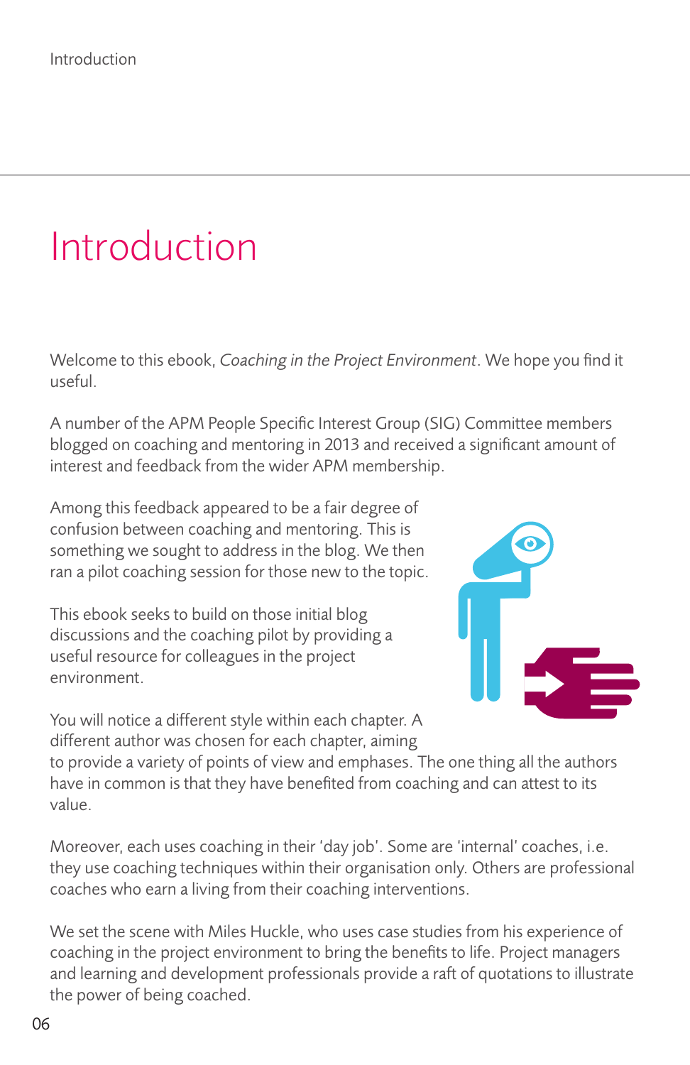# Introduction

Welcome to this ebook, *Coaching in the Project Environment*. We hope you find it useful.

A number of the APM People Specific Interest Group (SIG) Committee members blogged on coaching and mentoring in 2013 and received a significant amount of interest and feedback from the wider APM membership.

Among this feedback appeared to be a fair degree of confusion between coaching and mentoring. This is something we sought to address in the blog. We then ran a pilot coaching session for those new to the topic.

This ebook seeks to build on those initial blog discussions and the coaching pilot by providing a useful resource for colleagues in the project environment.

You will notice a different style within each chapter. A different author was chosen for each chapter, aiming to provide a variety of points of view and emphases. The one thing all the authors have in common is that they have benefited from coaching and can attest to its value.

Moreover, each uses coaching in their 'day job'. Some are 'internal' coaches, i.e. they use coaching techniques within their organisation only. Others are professional coaches who earn a living from their coaching interventions.

We set the scene with Miles Huckle, who uses case studies from his experience of coaching in the project environment to bring the benefits to life. Project managers and learning and development professionals provide a raft of quotations to illustrate the power of being coached.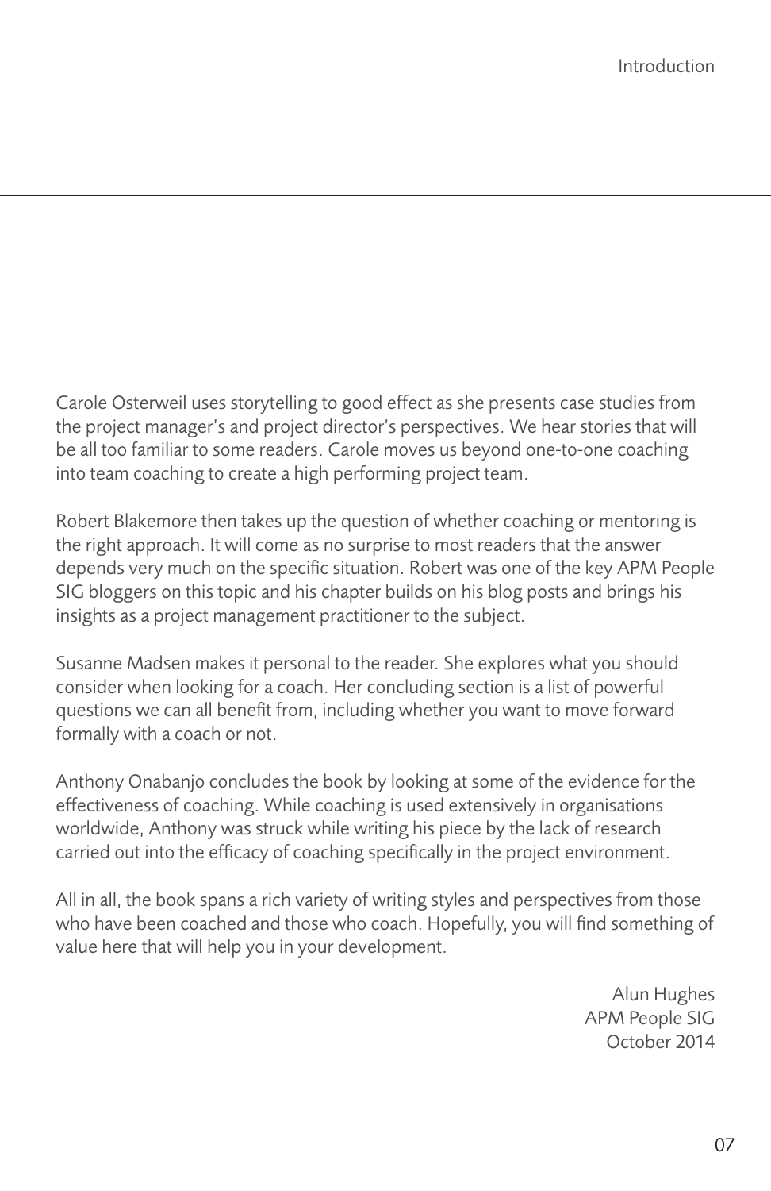Carole Osterweil uses storytelling to good effect as she presents case studies from the project manager's and project director's perspectives. We hear stories that will be all too familiar to some readers. Carole moves us beyond one-to-one coaching into team coaching to create a high performing project team.

Robert Blakemore then takes up the question of whether coaching or mentoring is the right approach. It will come as no surprise to most readers that the answer depends very much on the specific situation. Robert was one of the key APM People SIG bloggers on this topic and his chapter builds on his blog posts and brings his insights as a project management practitioner to the subject.

Susanne Madsen makes it personal to the reader. She explores what you should consider when looking for a coach. Her concluding section is a list of powerful questions we can all benefit from, including whether you want to move forward formally with a coach or not.

Anthony Onabanjo concludes the book by looking at some of the evidence for the effectiveness of coaching. While coaching is used extensively in organisations worldwide, Anthony was struck while writing his piece by the lack of research carried out into the efficacy of coaching specifically in the project environment.

All in all, the book spans a rich variety of writing styles and perspectives from those who have been coached and those who coach. Hopefully, you will find something of value here that will help you in your development.

Alun Hughes
APM People SIG
October 2014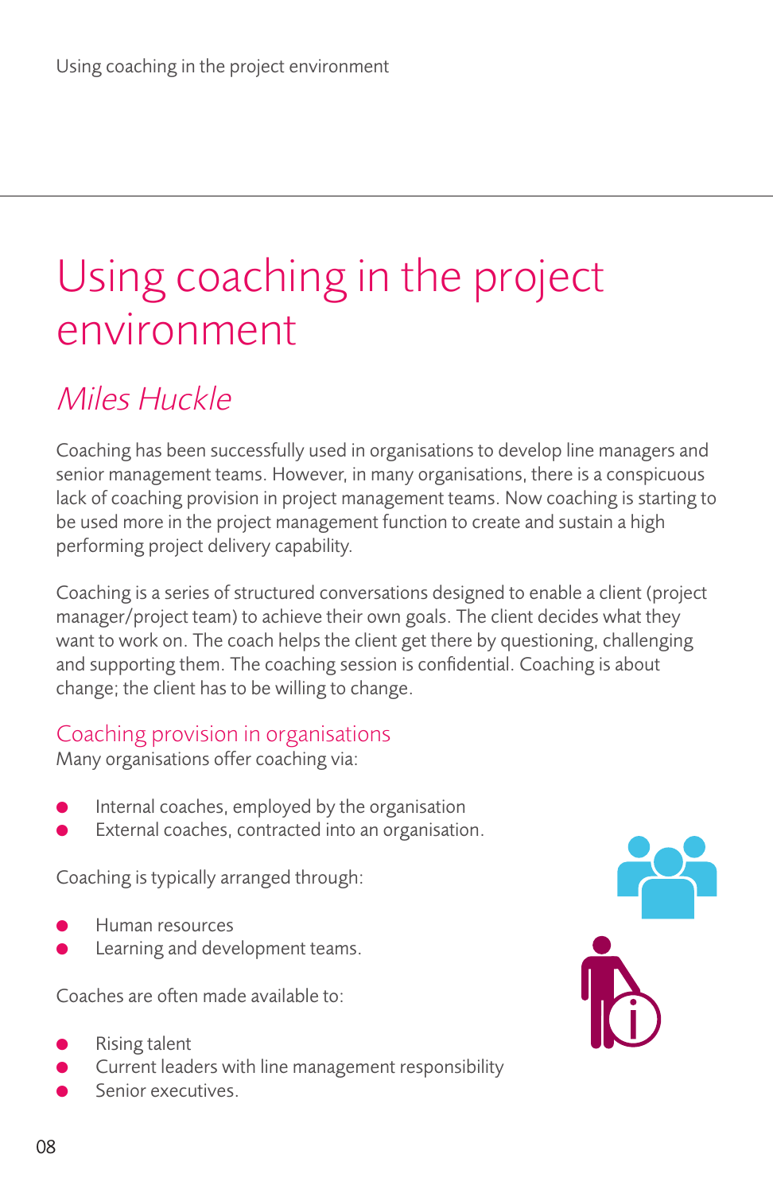# Using coaching in the project environment

## *Miles Huckle*

Coaching has been successfully used in organisations to develop line managers and senior management teams. However, in many organisations, there is a conspicuous lack of coaching provision in project management teams. Now coaching is starting to be used more in the project management function to create and sustain a high performing project delivery capability.

Coaching is a series of structured conversations designed to enable a client (project manager/project team) to achieve their own goals. The client decides what they want to work on. The coach helps the client get there by questioning, challenging and supporting them. The coaching session is confidential. Coaching is about change; the client has to be willing to change.

### Coaching provision in organisations

Many organisations offer coaching via:

- Internal coaches, employed by the organisation
- External coaches, contracted into an organisation.

Coaching is typically arranged through:

- Human resources
- Learning and development teams.

Coaches are often made available to:

- Rising talent
- Current leaders with line management responsibility
- Senior executives.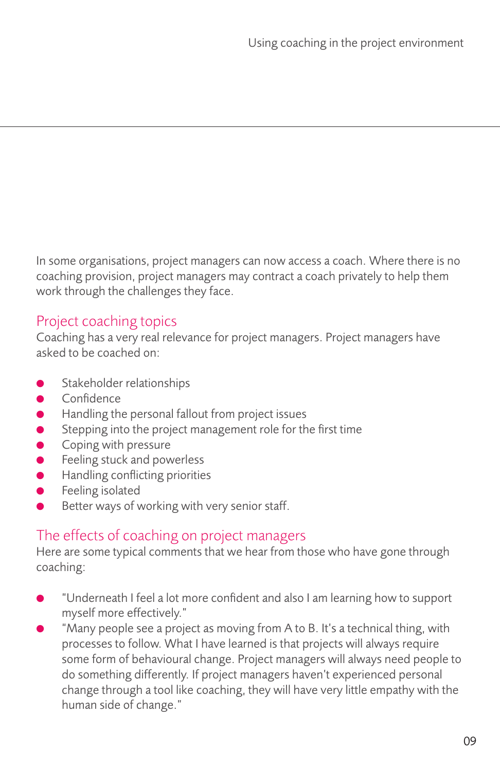In some organisations, project managers can now access a coach. Where there is no coaching provision, project managers may contract a coach privately to help them work through the challenges they face.

## Project coaching topics

Coaching has a very real relevance for project managers. Project managers have asked to be coached on:

- Stakeholder relationships
- Confidence
- Handling the personal fallout from project issues
- Stepping into the project management role for the first time
- Coping with pressure
- Feeling stuck and powerless
- Handling conflicting priorities
- Feeling isolated
- Better ways of working with very senior staff.

## The effects of coaching on project managers

Here are some typical comments that we hear from those who have gone through coaching:

- "Underneath I feel a lot more confident and also I am learning how to support myself more effectively."
- "Many people see a project as moving from A to B. It's a technical thing, with processes to follow. What I have learned is that projects will always require some form of behavioural change. Project managers will always need people to do something differently. If project managers haven't experienced personal change through a tool like coaching, they will have very little empathy with the human side of change."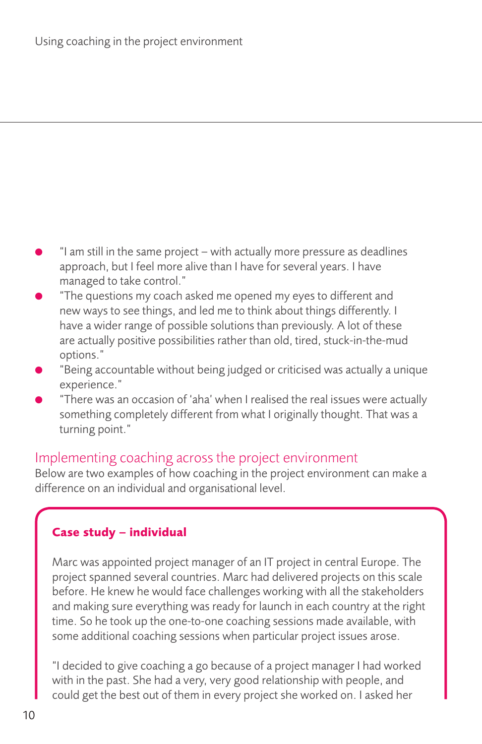- "I am still in the same project – with actually more pressure as deadlines approach, but I feel more alive than I have for several years. I have managed to take control."
- "The questions my coach asked me opened my eyes to different and new ways to see things, and led me to think about things differently. I have a wider range of possible solutions than previously. A lot of these are actually positive possibilities rather than old, tired, stuck-in-the-mud options."
- "Being accountable without being judged or criticised was actually a unique experience."
- "There was an occasion of 'aha' when I realised the real issues were actually something completely different from what I originally thought. That was a turning point."

## Implementing coaching across the project environment

Below are two examples of how coaching in the project environment can make a difference on an individual and organisational level.

**Case study – individual**

Marc was appointed project manager of an IT project in central Europe. The project spanned several countries. Marc had delivered projects on this scale before. He knew he would face challenges working with all the stakeholders and making sure everything was ready for launch in each country at the right time. So he took up the one-to-one coaching sessions made available, with some additional coaching sessions when particular project issues arose.

"I decided to give coaching a go because of a project manager I had worked with in the past. She had a very, very good relationship with people, and could get the best out of them in every project she worked on. I asked her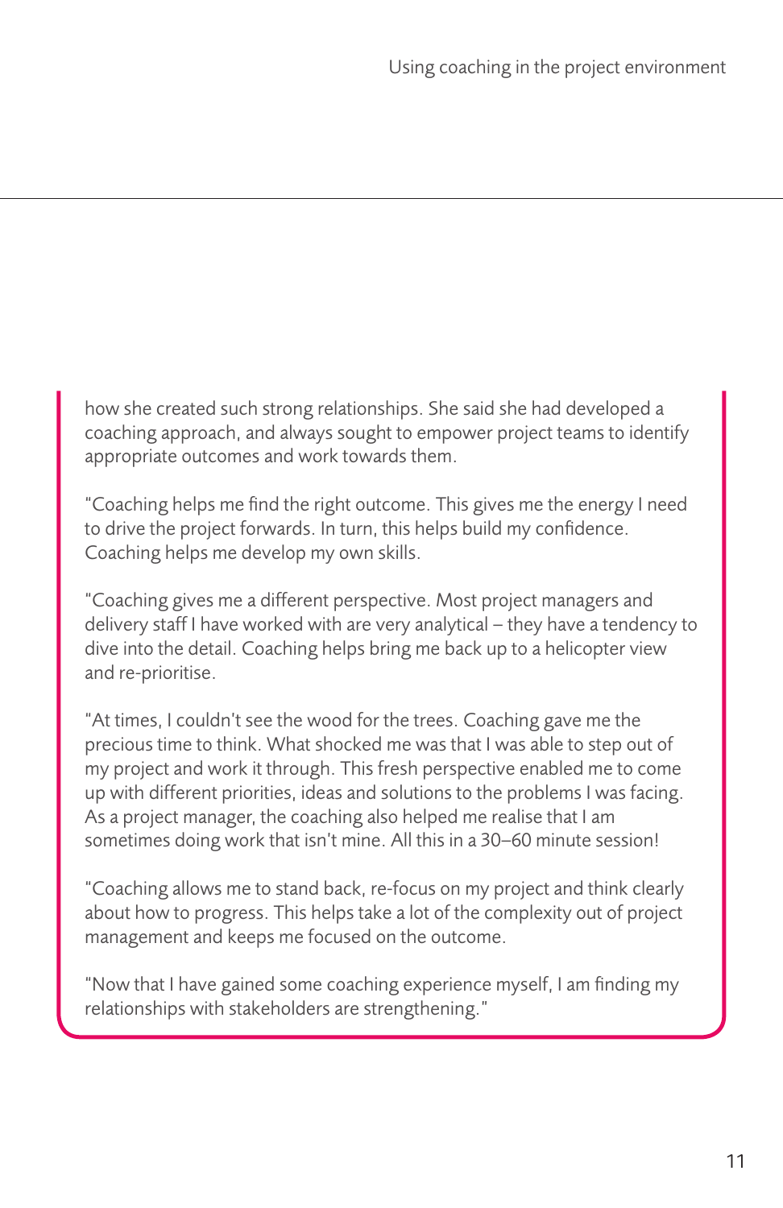how she created such strong relationships. She said she had developed a coaching approach, and always sought to empower project teams to identify appropriate outcomes and work towards them.

"Coaching helps me find the right outcome. This gives me the energy I need to drive the project forwards. In turn, this helps build my confidence. Coaching helps me develop my own skills.

"Coaching gives me a different perspective. Most project managers and delivery staff I have worked with are very analytical – they have a tendency to dive into the detail. Coaching helps bring me back up to a helicopter view and re-prioritise.

"At times, I couldn't see the wood for the trees. Coaching gave me the precious time to think. What shocked me was that I was able to step out of my project and work it through. This fresh perspective enabled me to come up with different priorities, ideas and solutions to the problems I was facing. As a project manager, the coaching also helped me realise that I am sometimes doing work that isn't mine. All this in a 30–60 minute session!

"Coaching allows me to stand back, re-focus on my project and think clearly about how to progress. This helps take a lot of the complexity out of project management and keeps me focused on the outcome.

"Now that I have gained some coaching experience myself, I am finding my relationships with stakeholders are strengthening."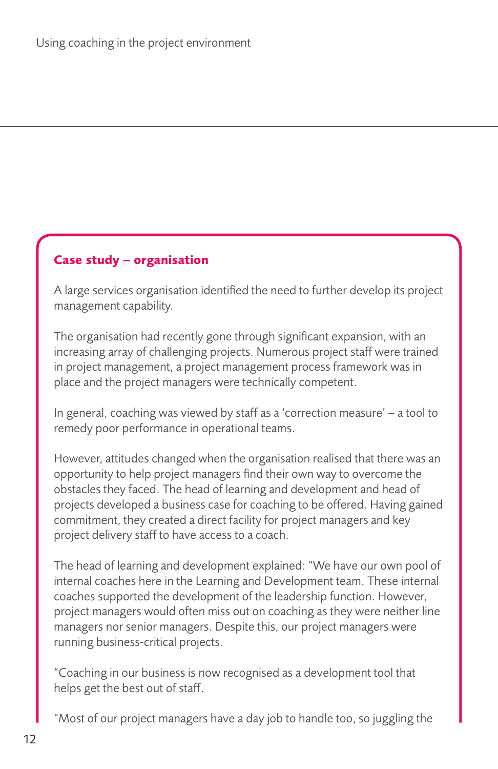## Case study – organisation

A large services organisation identified the need to further develop its project management capability.

The organisation had recently gone through significant expansion, with an increasing array of challenging projects. Numerous project staff were trained in project management, a project management process framework was in place and the project managers were technically competent.

In general, coaching was viewed by staff as a 'correction measure' – a tool to remedy poor performance in operational teams.

However, attitudes changed when the organisation realised that there was an opportunity to help project managers find their own way to overcome the obstacles they faced. The head of learning and development and head of projects developed a business case for coaching to be offered. Having gained commitment, they created a direct facility for project managers and key project delivery staff to have access to a coach.

The head of learning and development explained: "We have our own pool of internal coaches here in the Learning and Development team. These internal coaches supported the development of the leadership function. However, project managers would often miss out on coaching as they were neither line managers nor senior managers. Despite this, our project managers were running business-critical projects.

"Coaching in our business is now recognised as a development tool that helps get the best out of staff.

"Most of our project managers have a day job to handle too, so juggling the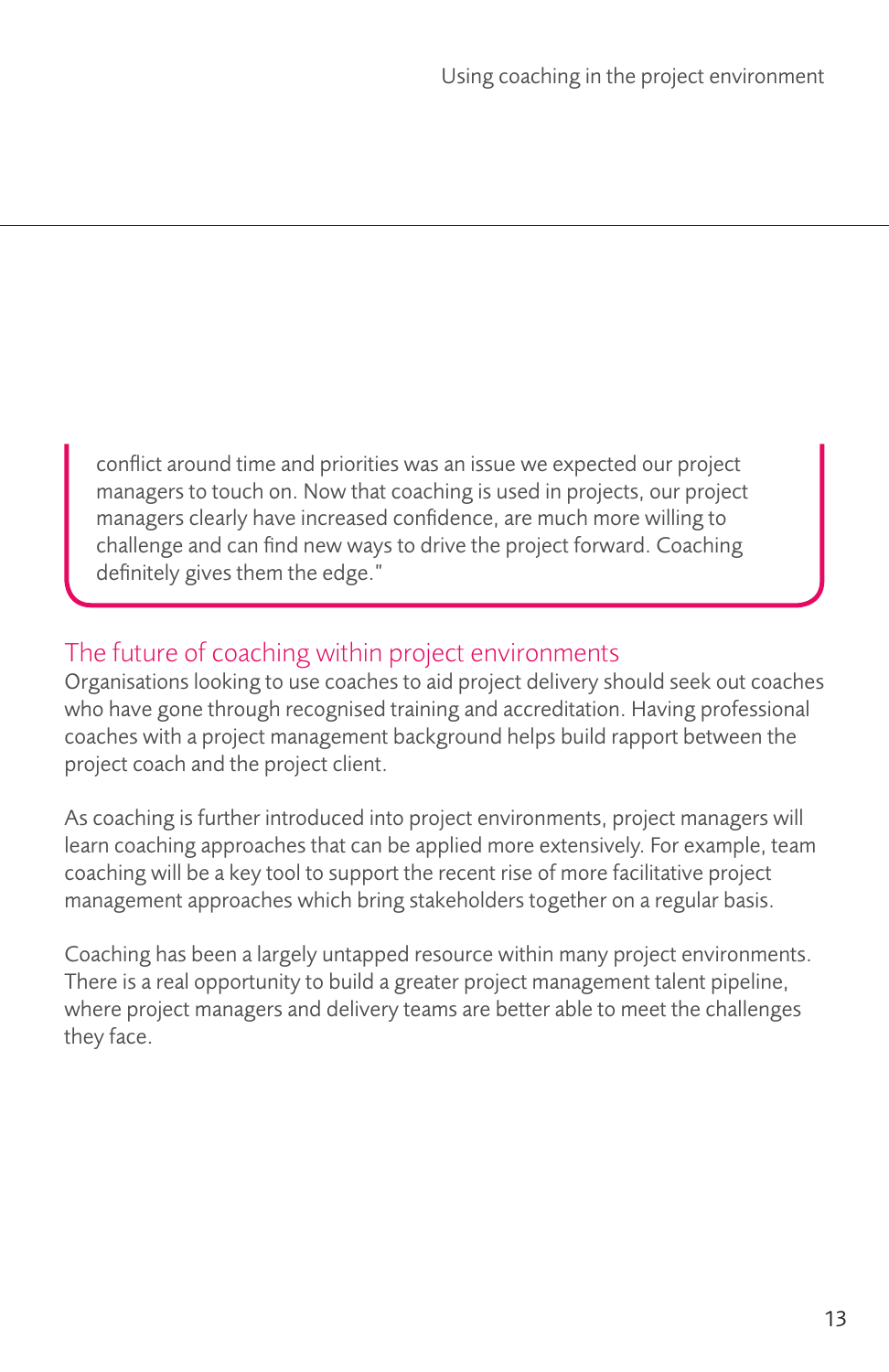conflict around time and priorities was an issue we expected our project managers to touch on. Now that coaching is used in projects, our project managers clearly have increased confidence, are much more willing to challenge and can find new ways to drive the project forward. Coaching definitely gives them the edge."

## The future of coaching within project environments

Organisations looking to use coaches to aid project delivery should seek out coaches who have gone through recognised training and accreditation. Having professional coaches with a project management background helps build rapport between the project coach and the project client.

As coaching is further introduced into project environments, project managers will learn coaching approaches that can be applied more extensively. For example, team coaching will be a key tool to support the recent rise of more facilitative project management approaches which bring stakeholders together on a regular basis.

Coaching has been a largely untapped resource within many project environments. There is a real opportunity to build a greater project management talent pipeline, where project managers and delivery teams are better able to meet the challenges they face.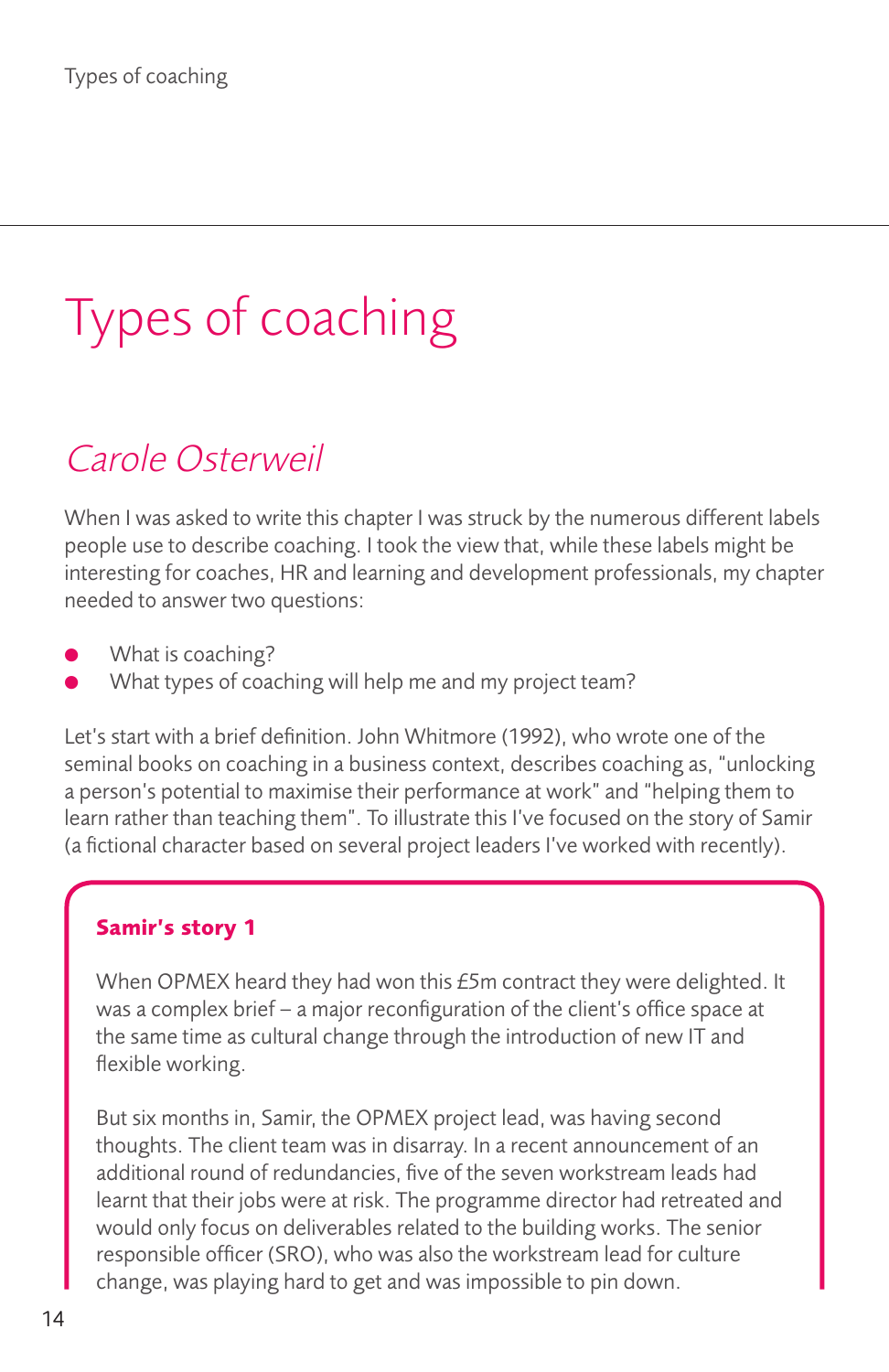# Types of coaching

## *Carole Osterweil*

When I was asked to write this chapter I was struck by the numerous different labels people use to describe coaching. I took the view that, while these labels might be interesting for coaches, HR and learning and development professionals, my chapter needed to answer two questions:

- What is coaching?
- What types of coaching will help me and my project team?

Let's start with a brief definition. John Whitmore (1992), who wrote one of the seminal books on coaching in a business context, describes coaching as, "unlocking a person's potential to maximise their performance at work" and "helping them to learn rather than teaching them". To illustrate this I've focused on the story of Samir (a fictional character based on several project leaders I've worked with recently).

**Samir's story 1**

When OPMEX heard they had won this £5m contract they were delighted. It was a complex brief – a major reconfiguration of the client's office space at the same time as cultural change through the introduction of new IT and flexible working.

But six months in, Samir, the OPMEX project lead, was having second thoughts. The client team was in disarray. In a recent announcement of an additional round of redundancies, five of the seven workstream leads had learnt that their jobs were at risk. The programme director had retreated and would only focus on deliverables related to the building works. The senior responsible officer (SRO), who was also the workstream lead for culture change, was playing hard to get and was impossible to pin down.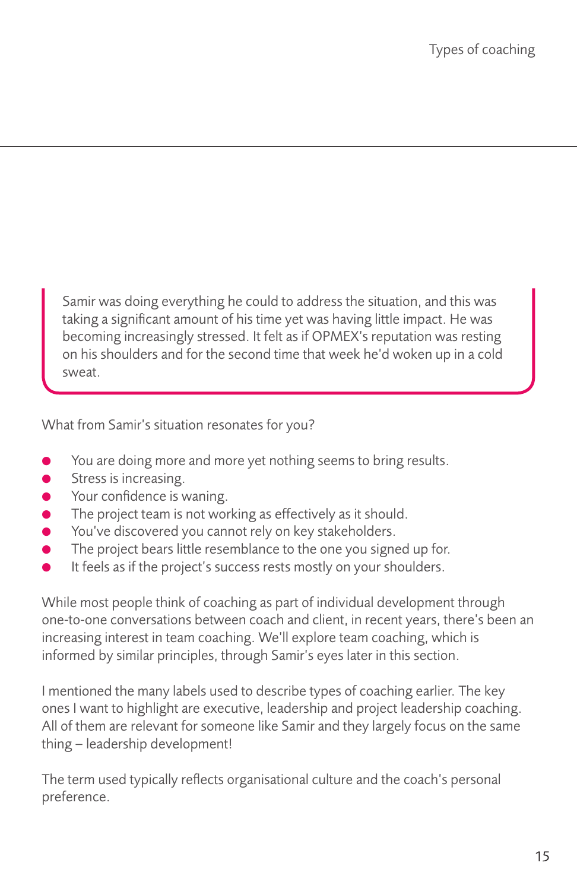> Samir was doing everything he could to address the situation, and this was taking a significant amount of his time yet was having little impact. He was becoming increasingly stressed. It felt as if OPMEX's reputation was resting on his shoulders and for the second time that week he'd woken up in a cold sweat.

What from Samir's situation resonates for you?

- You are doing more and more yet nothing seems to bring results.
- Stress is increasing.
- Your confidence is waning.
- The project team is not working as effectively as it should.
- You've discovered you cannot rely on key stakeholders.
- The project bears little resemblance to the one you signed up for.
- It feels as if the project's success rests mostly on your shoulders.

While most people think of coaching as part of individual development through one-to-one conversations between coach and client, in recent years, there's been an increasing interest in team coaching. We'll explore team coaching, which is informed by similar principles, through Samir's eyes later in this section.

I mentioned the many labels used to describe types of coaching earlier. The key ones I want to highlight are executive, leadership and project leadership coaching. All of them are relevant for someone like Samir and they largely focus on the same thing – leadership development!

The term used typically reflects organisational culture and the coach's personal preference.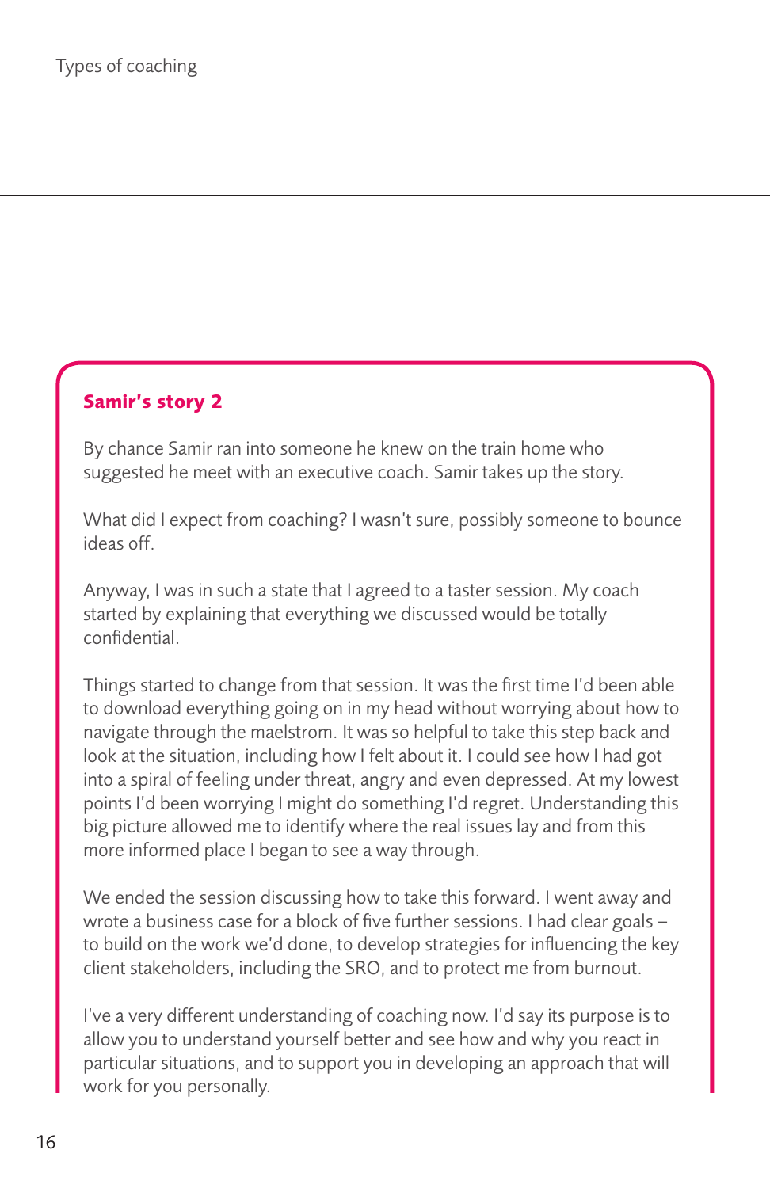## Samir's story 2

By chance Samir ran into someone he knew on the train home who suggested he meet with an executive coach. Samir takes up the story.

What did I expect from coaching? I wasn't sure, possibly someone to bounce ideas off.

Anyway, I was in such a state that I agreed to a taster session. My coach started by explaining that everything we discussed would be totally confidential.

Things started to change from that session. It was the first time I'd been able to download everything going on in my head without worrying about how to navigate through the maelstrom. It was so helpful to take this step back and look at the situation, including how I felt about it. I could see how I had got into a spiral of feeling under threat, angry and even depressed. At my lowest points I'd been worrying I might do something I'd regret. Understanding this big picture allowed me to identify where the real issues lay and from this more informed place I began to see a way through.

We ended the session discussing how to take this forward. I went away and wrote a business case for a block of five further sessions. I had clear goals – to build on the work we'd done, to develop strategies for influencing the key client stakeholders, including the SRO, and to protect me from burnout.

I've a very different understanding of coaching now. I'd say its purpose is to allow you to understand yourself better and see how and why you react in particular situations, and to support you in developing an approach that will work for you personally.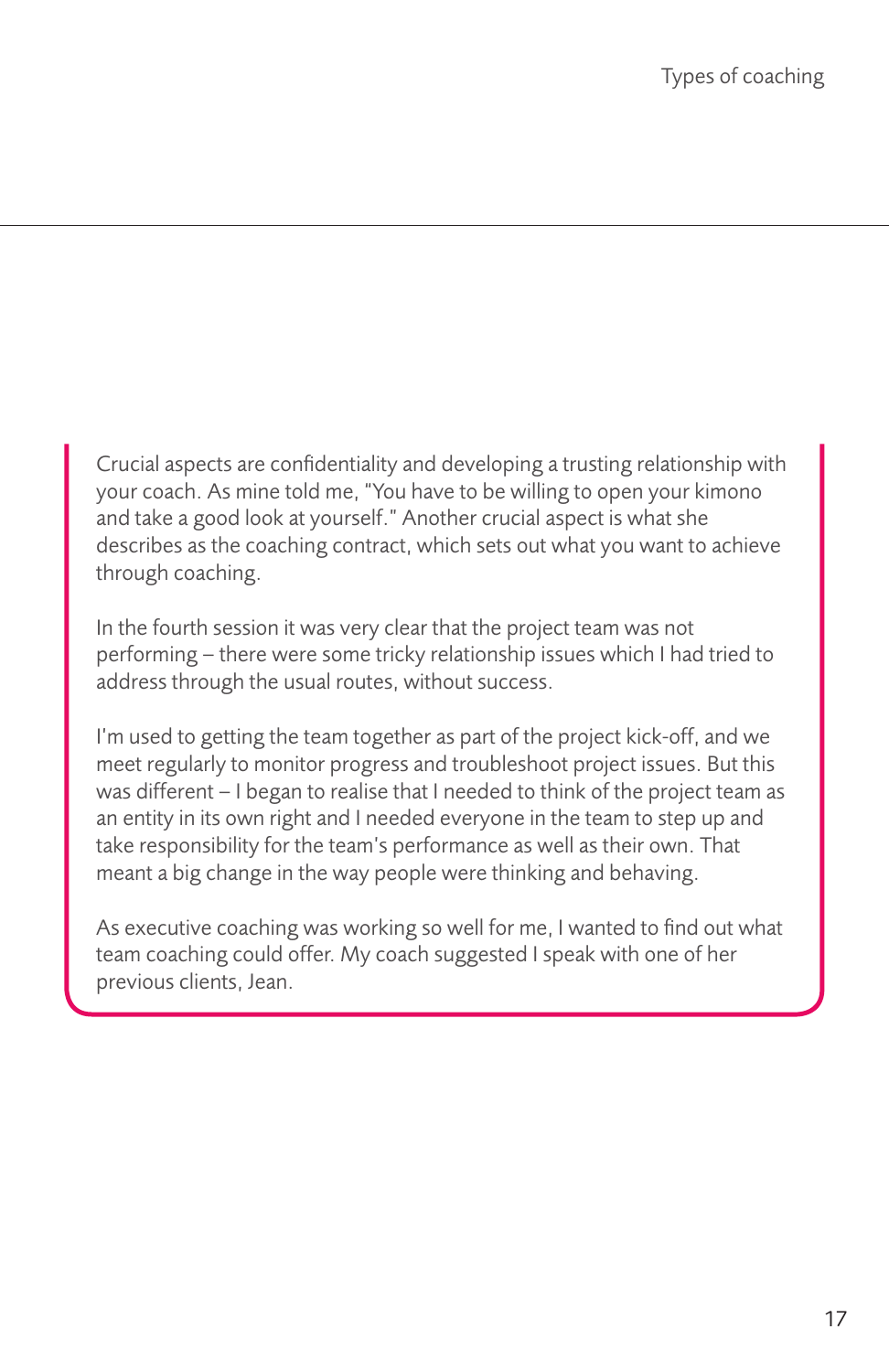Crucial aspects are confidentiality and developing a trusting relationship with your coach. As mine told me, "You have to be willing to open your kimono and take a good look at yourself." Another crucial aspect is what she describes as the coaching contract, which sets out what you want to achieve through coaching.

In the fourth session it was very clear that the project team was not performing – there were some tricky relationship issues which I had tried to address through the usual routes, without success.

I'm used to getting the team together as part of the project kick-off, and we meet regularly to monitor progress and troubleshoot project issues. But this was different – I began to realise that I needed to think of the project team as an entity in its own right and I needed everyone in the team to step up and take responsibility for the team's performance as well as their own. That meant a big change in the way people were thinking and behaving.

As executive coaching was working so well for me, I wanted to find out what team coaching could offer. My coach suggested I speak with one of her previous clients, Jean.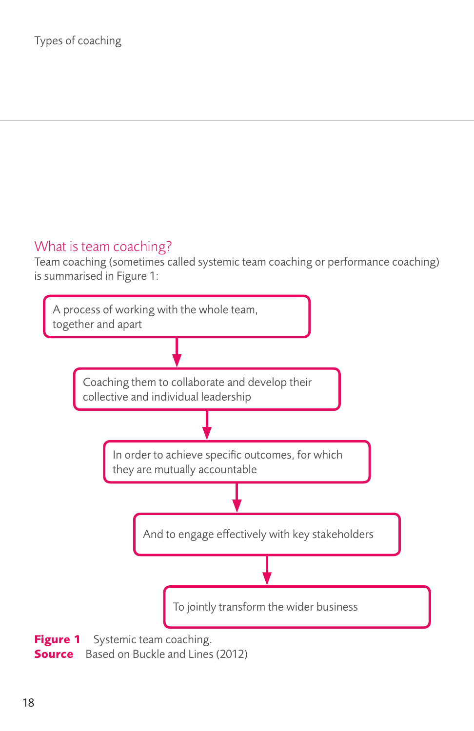## What is team coaching?

Team coaching (sometimes called systemic team coaching or performance coaching) is summarised in Figure 1:

A process of working with the whole team, together and apart

↓

Coaching them to collaborate and develop their collective and individual leadership

↓

In order to achieve specific outcomes, for which they are mutually accountable

↓

And to engage effectively with key stakeholders

↓

To jointly transform the wider business

**Figure 1** Systemic team coaching.
**Source** Based on Buckle and Lines (2012)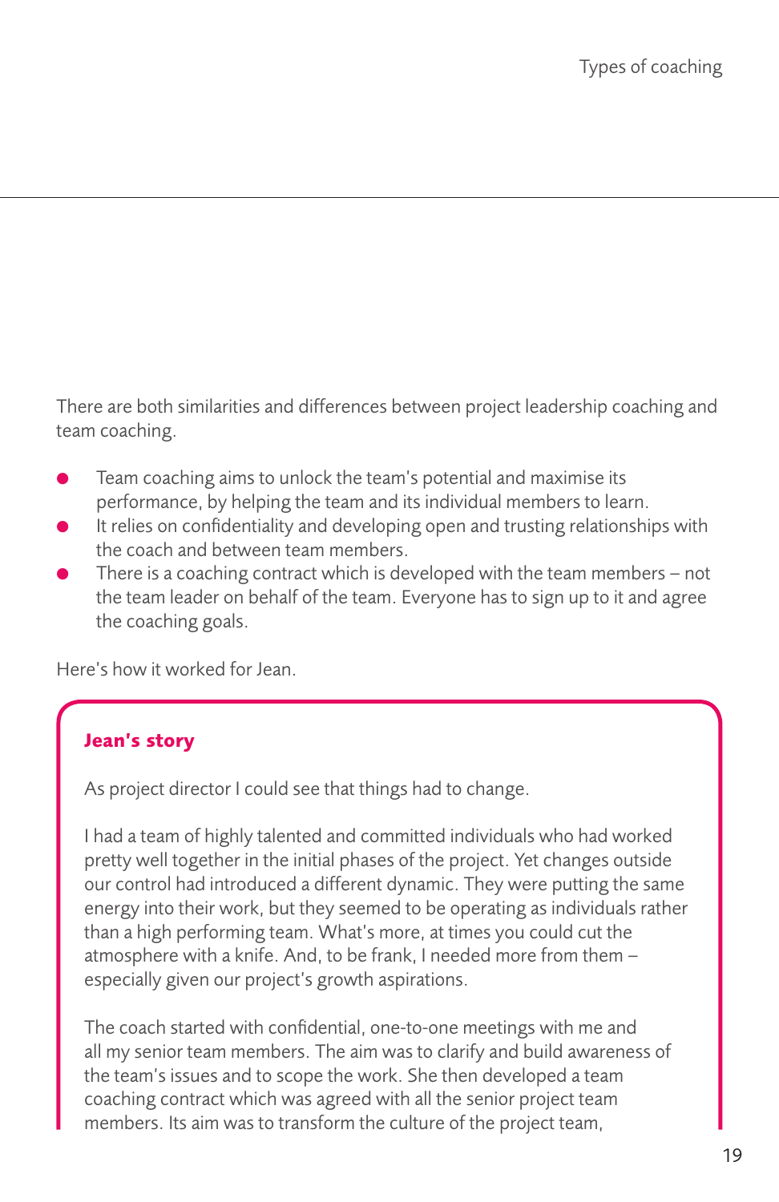There are both similarities and differences between project leadership coaching and team coaching.

- Team coaching aims to unlock the team's potential and maximise its performance, by helping the team and its individual members to learn.
- It relies on confidentiality and developing open and trusting relationships with the coach and between team members.
- There is a coaching contract which is developed with the team members – not the team leader on behalf of the team. Everyone has to sign up to it and agree the coaching goals.

Here's how it worked for Jean.

**Jean's story**

As project director I could see that things had to change.

I had a team of highly talented and committed individuals who had worked pretty well together in the initial phases of the project. Yet changes outside our control had introduced a different dynamic. They were putting the same energy into their work, but they seemed to be operating as individuals rather than a high performing team. What's more, at times you could cut the atmosphere with a knife. And, to be frank, I needed more from them – especially given our project's growth aspirations.

The coach started with confidential, one-to-one meetings with me and all my senior team members. The aim was to clarify and build awareness of the team's issues and to scope the work. She then developed a team coaching contract which was agreed with all the senior project team members. Its aim was to transform the culture of the project team,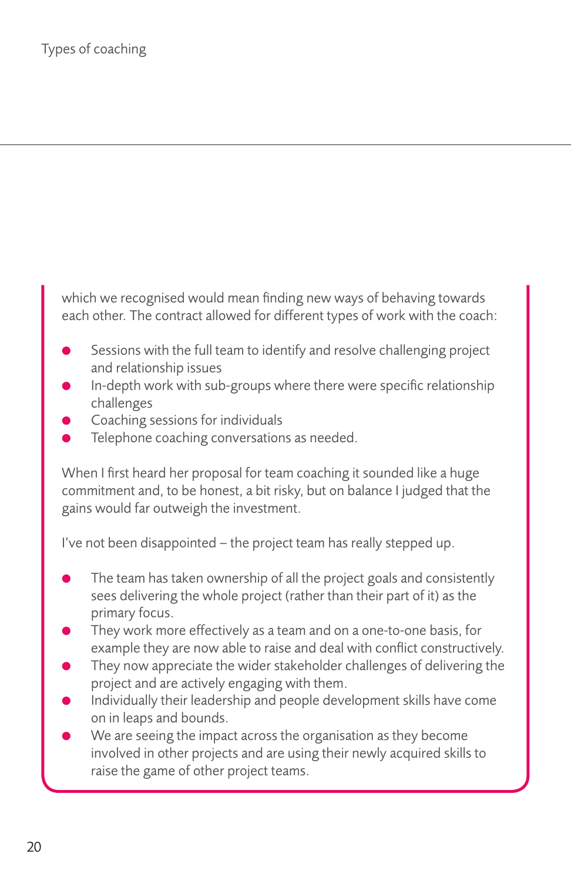which we recognised would mean finding new ways of behaving towards each other. The contract allowed for different types of work with the coach:

- Sessions with the full team to identify and resolve challenging project and relationship issues
- In-depth work with sub-groups where there were specific relationship challenges
- Coaching sessions for individuals
- Telephone coaching conversations as needed.

When I first heard her proposal for team coaching it sounded like a huge commitment and, to be honest, a bit risky, but on balance I judged that the gains would far outweigh the investment.

I've not been disappointed – the project team has really stepped up.

- The team has taken ownership of all the project goals and consistently sees delivering the whole project (rather than their part of it) as the primary focus.
- They work more effectively as a team and on a one-to-one basis, for example they are now able to raise and deal with conflict constructively.
- They now appreciate the wider stakeholder challenges of delivering the project and are actively engaging with them.
- Individually their leadership and people development skills have come on in leaps and bounds.
- We are seeing the impact across the organisation as they become involved in other projects and are using their newly acquired skills to raise the game of other project teams.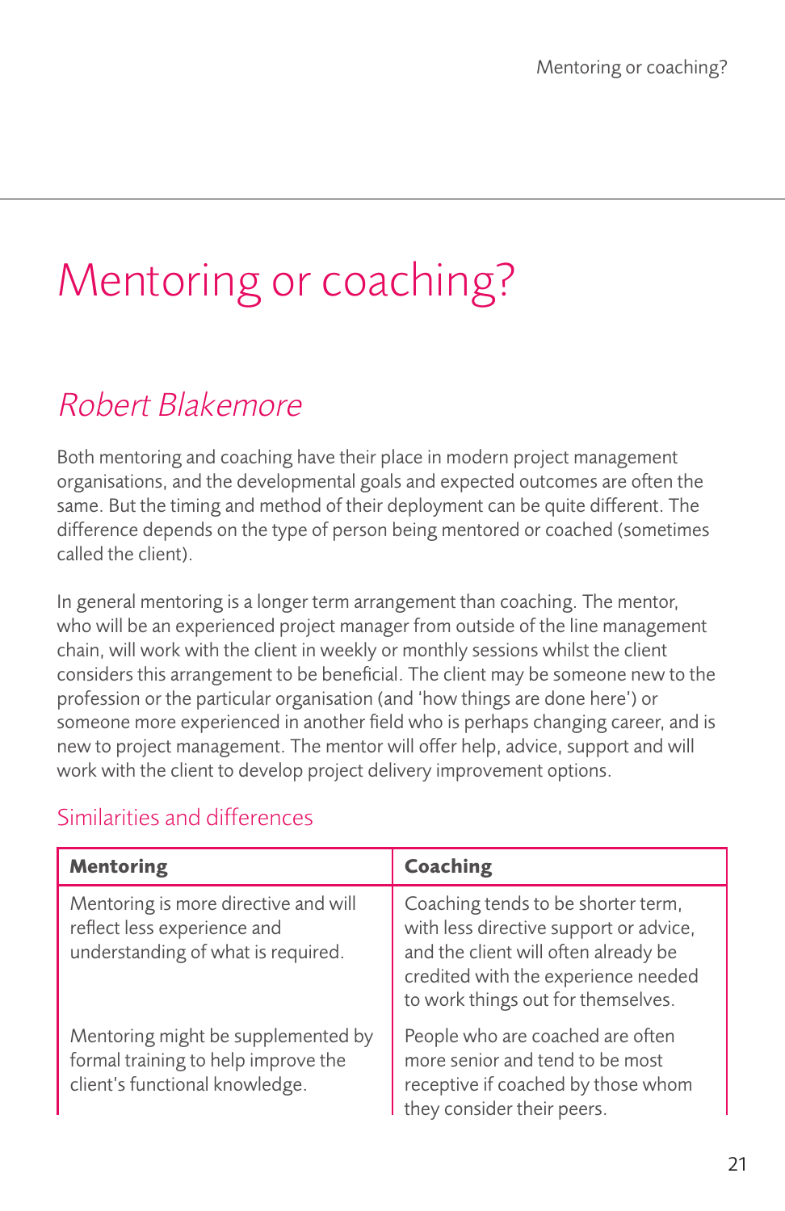// Mentoring or coaching? – page 21

# Mentoring or coaching?

## *Robert Blakemore*

Both mentoring and coaching have their place in modern project management organisations, and the developmental goals and expected outcomes are often the same. But the timing and method of their deployment can be quite different. The difference depends on the type of person being mentored or coached (sometimes called the client).

In general mentoring is a longer term arrangement than coaching. The mentor, who will be an experienced project manager from outside of the line management chain, will work with the client in weekly or monthly sessions whilst the client considers this arrangement to be beneficial. The client may be someone new to the profession or the particular organisation (and 'how things are done here') or someone more experienced in another field who is perhaps changing career, and is new to project management. The mentor will offer help, advice, support and will work with the client to develop project delivery improvement options.

### Similarities and differences

| **Mentoring** | **Coaching** |
|---|---|
| Mentoring is more directive and will reflect less experience and understanding of what is required. | Coaching tends to be shorter term, with less directive support or advice, and the client will often already be credited with the experience needed to work things out for themselves. |
| Mentoring might be supplemented by formal training to help improve the client's functional knowledge. | People who are coached are often more senior and tend to be most receptive if coached by those whom they consider their peers. |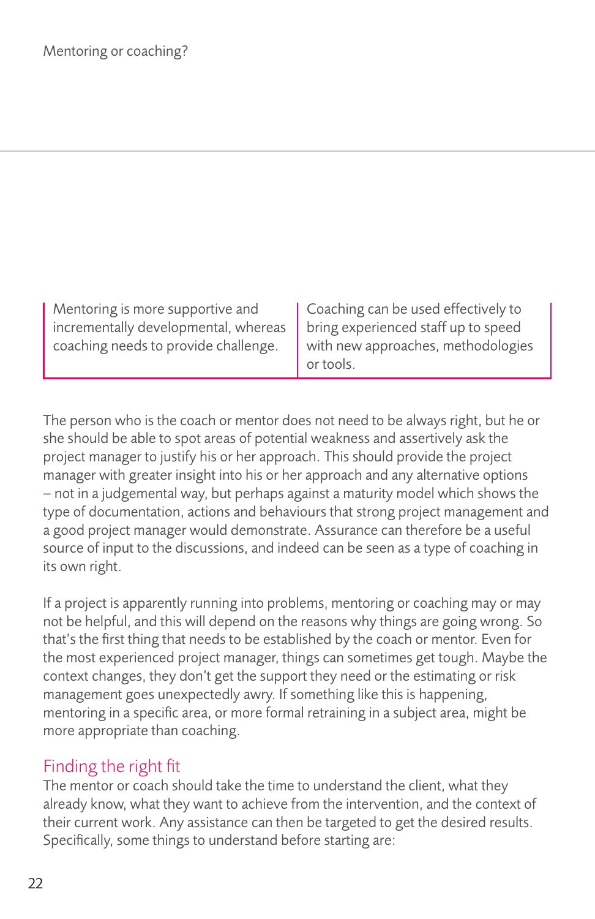> Mentoring is more supportive and incrementally developmental, whereas coaching needs to provide challenge.

> Coaching can be used effectively to bring experienced staff up to speed with new approaches, methodologies or tools.

The person who is the coach or mentor does not need to be always right, but he or she should be able to spot areas of potential weakness and assertively ask the project manager to justify his or her approach. This should provide the project manager with greater insight into his or her approach and any alternative options – not in a judgemental way, but perhaps against a maturity model which shows the type of documentation, actions and behaviours that strong project management and a good project manager would demonstrate. Assurance can therefore be a useful source of input to the discussions, and indeed can be seen as a type of coaching in its own right.

If a project is apparently running into problems, mentoring or coaching may or may not be helpful, and this will depend on the reasons why things are going wrong. So that's the first thing that needs to be established by the coach or mentor. Even for the most experienced project manager, things can sometimes get tough. Maybe the context changes, they don't get the support they need or the estimating or risk management goes unexpectedly awry. If something like this is happening, mentoring in a specific area, or more formal retraining in a subject area, might be more appropriate than coaching.

## Finding the right fit

The mentor or coach should take the time to understand the client, what they already know, what they want to achieve from the intervention, and the context of their current work. Any assistance can then be targeted to get the desired results. Specifically, some things to understand before starting are: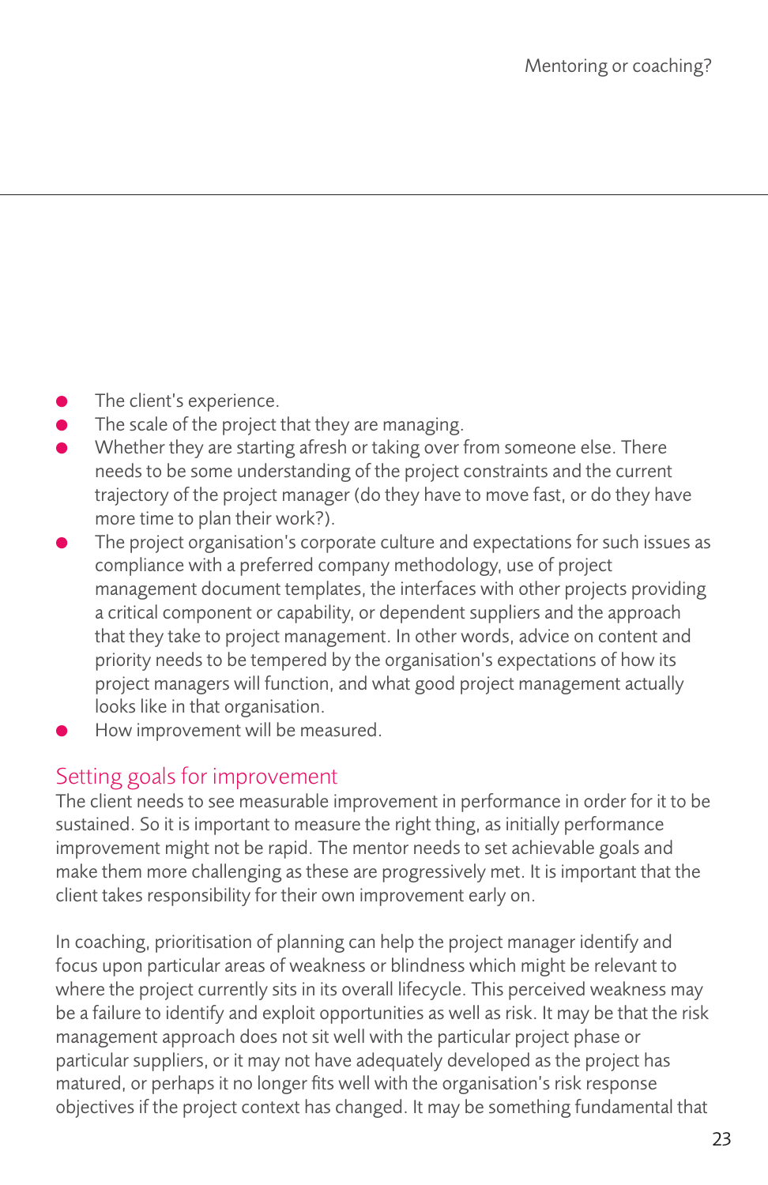- The client's experience.
- The scale of the project that they are managing.
- Whether they are starting afresh or taking over from someone else. There needs to be some understanding of the project constraints and the current trajectory of the project manager (do they have to move fast, or do they have more time to plan their work?).
- The project organisation's corporate culture and expectations for such issues as compliance with a preferred company methodology, use of project management document templates, the interfaces with other projects providing a critical component or capability, or dependent suppliers and the approach that they take to project management. In other words, advice on content and priority needs to be tempered by the organisation's expectations of how its project managers will function, and what good project management actually looks like in that organisation.
- How improvement will be measured.

## Setting goals for improvement

The client needs to see measurable improvement in performance in order for it to be sustained. So it is important to measure the right thing, as initially performance improvement might not be rapid. The mentor needs to set achievable goals and make them more challenging as these are progressively met. It is important that the client takes responsibility for their own improvement early on.

In coaching, prioritisation of planning can help the project manager identify and focus upon particular areas of weakness or blindness which might be relevant to where the project currently sits in its overall lifecycle. This perceived weakness may be a failure to identify and exploit opportunities as well as risk. It may be that the risk management approach does not sit well with the particular project phase or particular suppliers, or it may not have adequately developed as the project has matured, or perhaps it no longer fits well with the organisation's risk response objectives if the project context has changed. It may be something fundamental that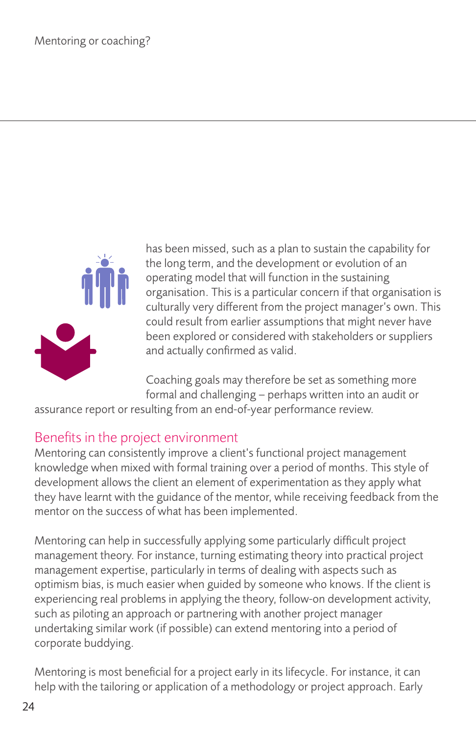has been missed, such as a plan to sustain the capability for the long term, and the development or evolution of an operating model that will function in the sustaining organisation. This is a particular concern if that organisation is culturally very different from the project manager's own. This could result from earlier assumptions that might never have been explored or considered with stakeholders or suppliers and actually confirmed as valid.

Coaching goals may therefore be set as something more formal and challenging – perhaps written into an audit or assurance report or resulting from an end-of-year performance review.

## Benefits in the project environment

Mentoring can consistently improve a client's functional project management knowledge when mixed with formal training over a period of months. This style of development allows the client an element of experimentation as they apply what they have learnt with the guidance of the mentor, while receiving feedback from the mentor on the success of what has been implemented.

Mentoring can help in successfully applying some particularly difficult project management theory. For instance, turning estimating theory into practical project management expertise, particularly in terms of dealing with aspects such as optimism bias, is much easier when guided by someone who knows. If the client is experiencing real problems in applying the theory, follow-on development activity, such as piloting an approach or partnering with another project manager undertaking similar work (if possible) can extend mentoring into a period of corporate buddying.

Mentoring is most beneficial for a project early in its lifecycle. For instance, it can help with the tailoring or application of a methodology or project approach. Early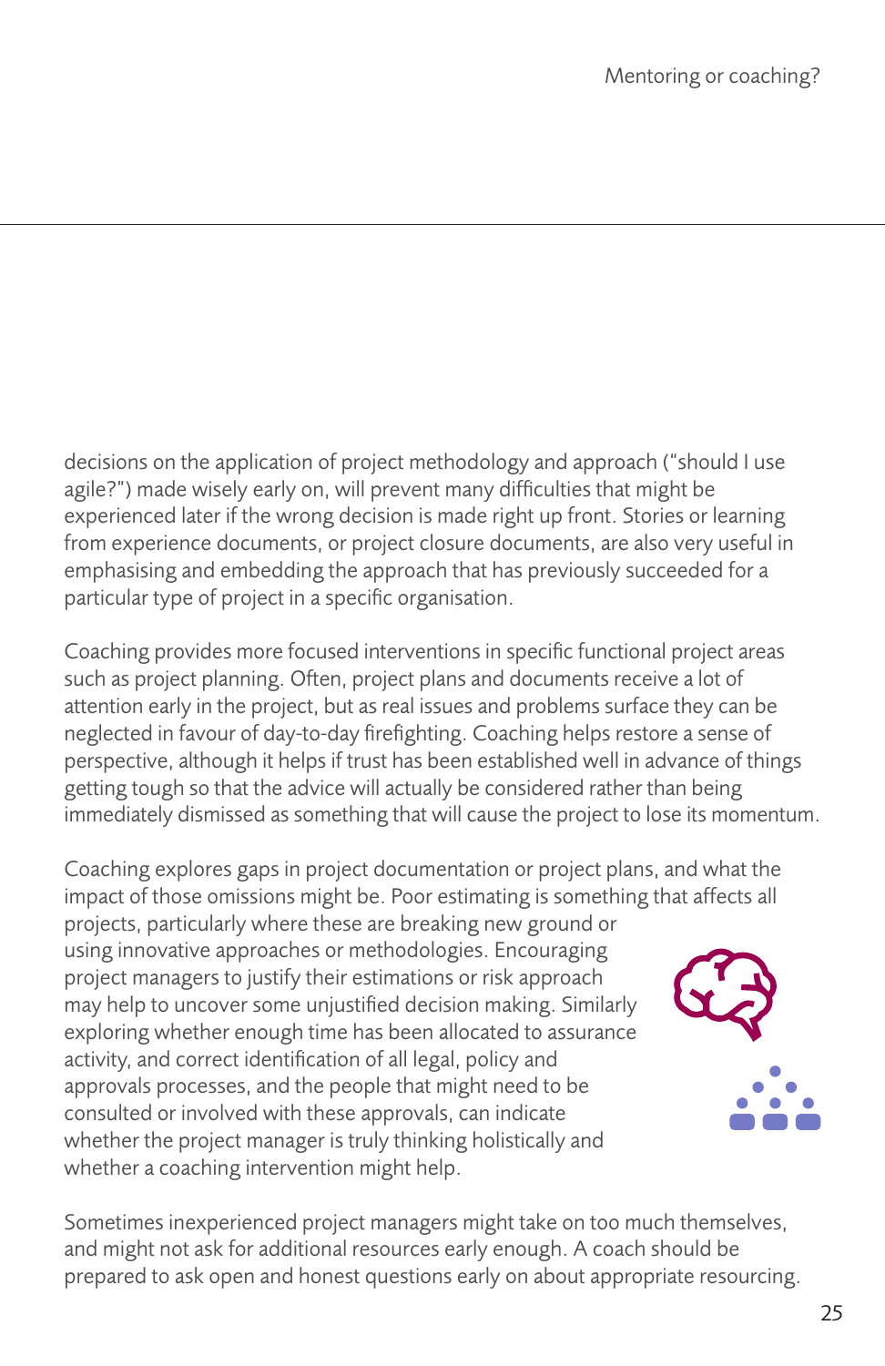decisions on the application of project methodology and approach ("should I use agile?") made wisely early on, will prevent many difficulties that might be experienced later if the wrong decision is made right up front. Stories or learning from experience documents, or project closure documents, are also very useful in emphasising and embedding the approach that has previously succeeded for a particular type of project in a specific organisation.

Coaching provides more focused interventions in specific functional project areas such as project planning. Often, project plans and documents receive a lot of attention early in the project, but as real issues and problems surface they can be neglected in favour of day-to-day firefighting. Coaching helps restore a sense of perspective, although it helps if trust has been established well in advance of things getting tough so that the advice will actually be considered rather than being immediately dismissed as something that will cause the project to lose its momentum.

Coaching explores gaps in project documentation or project plans, and what the impact of those omissions might be. Poor estimating is something that affects all projects, particularly where these are breaking new ground or using innovative approaches or methodologies. Encouraging project managers to justify their estimations or risk approach may help to uncover some unjustified decision making. Similarly exploring whether enough time has been allocated to assurance activity, and correct identification of all legal, policy and approvals processes, and the people that might need to be consulted or involved with these approvals, can indicate whether the project manager is truly thinking holistically and whether a coaching intervention might help.

Sometimes inexperienced project managers might take on too much themselves, and might not ask for additional resources early enough. A coach should be prepared to ask open and honest questions early on about appropriate resourcing.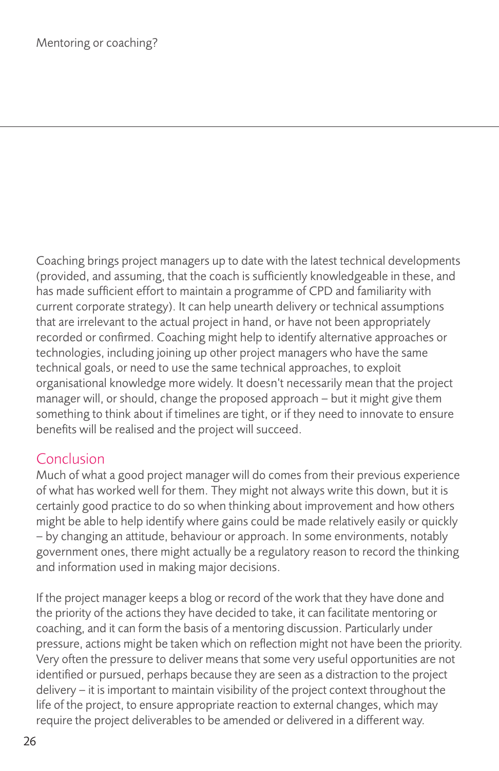Coaching brings project managers up to date with the latest technical developments (provided, and assuming, that the coach is sufficiently knowledgeable in these, and has made sufficient effort to maintain a programme of CPD and familiarity with current corporate strategy). It can help unearth delivery or technical assumptions that are irrelevant to the actual project in hand, or have not been appropriately recorded or confirmed. Coaching might help to identify alternative approaches or technologies, including joining up other project managers who have the same technical goals, or need to use the same technical approaches, to exploit organisational knowledge more widely. It doesn't necessarily mean that the project manager will, or should, change the proposed approach – but it might give them something to think about if timelines are tight, or if they need to innovate to ensure benefits will be realised and the project will succeed.

## Conclusion

Much of what a good project manager will do comes from their previous experience of what has worked well for them. They might not always write this down, but it is certainly good practice to do so when thinking about improvement and how others might be able to help identify where gains could be made relatively easily or quickly – by changing an attitude, behaviour or approach. In some environments, notably government ones, there might actually be a regulatory reason to record the thinking and information used in making major decisions.

If the project manager keeps a blog or record of the work that they have done and the priority of the actions they have decided to take, it can facilitate mentoring or coaching, and it can form the basis of a mentoring discussion. Particularly under pressure, actions might be taken which on reflection might not have been the priority. Very often the pressure to deliver means that some very useful opportunities are not identified or pursued, perhaps because they are seen as a distraction to the project delivery – it is important to maintain visibility of the project context throughout the life of the project, to ensure appropriate reaction to external changes, which may require the project deliverables to be amended or delivered in a different way.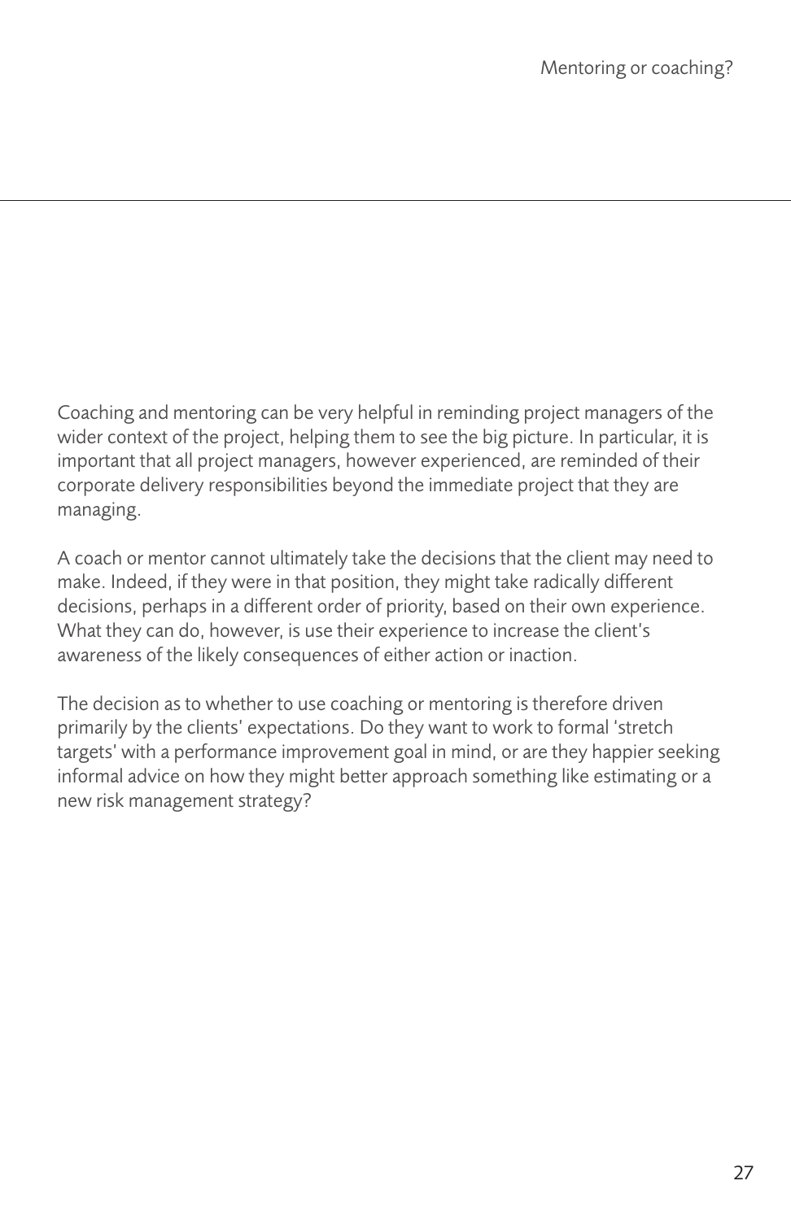Coaching and mentoring can be very helpful in reminding project managers of the wider context of the project, helping them to see the big picture. In particular, it is important that all project managers, however experienced, are reminded of their corporate delivery responsibilities beyond the immediate project that they are managing.

A coach or mentor cannot ultimately take the decisions that the client may need to make. Indeed, if they were in that position, they might take radically different decisions, perhaps in a different order of priority, based on their own experience. What they can do, however, is use their experience to increase the client's awareness of the likely consequences of either action or inaction.

The decision as to whether to use coaching or mentoring is therefore driven primarily by the clients' expectations. Do they want to work to formal 'stretch targets' with a performance improvement goal in mind, or are they happier seeking informal advice on how they might better approach something like estimating or a new risk management strategy?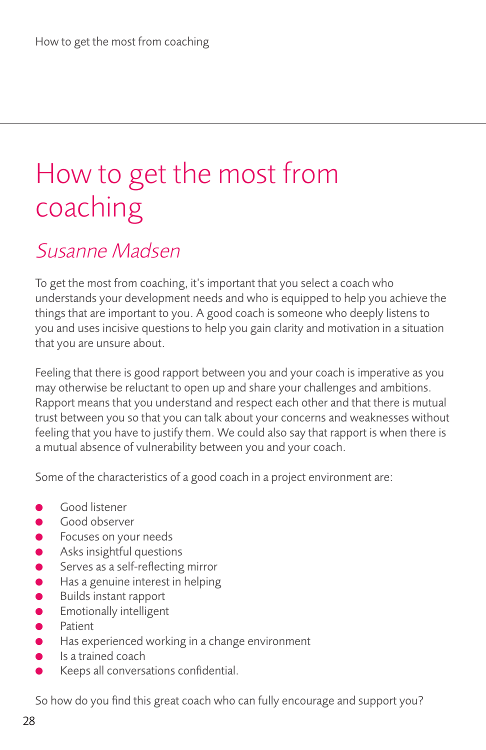# How to get the most from coaching

## *Susanne Madsen*

To get the most from coaching, it's important that you select a coach who understands your development needs and who is equipped to help you achieve the things that are important to you. A good coach is someone who deeply listens to you and uses incisive questions to help you gain clarity and motivation in a situation that you are unsure about.

Feeling that there is good rapport between you and your coach is imperative as you may otherwise be reluctant to open up and share your challenges and ambitions. Rapport means that you understand and respect each other and that there is mutual trust between you so that you can talk about your concerns and weaknesses without feeling that you have to justify them. We could also say that rapport is when there is a mutual absence of vulnerability between you and your coach.

Some of the characteristics of a good coach in a project environment are:

- Good listener
- Good observer
- Focuses on your needs
- Asks insightful questions
- Serves as a self-reflecting mirror
- Has a genuine interest in helping
- Builds instant rapport
- Emotionally intelligent
- Patient
- Has experienced working in a change environment
- Is a trained coach
- Keeps all conversations confidential.

So how do you find this great coach who can fully encourage and support you?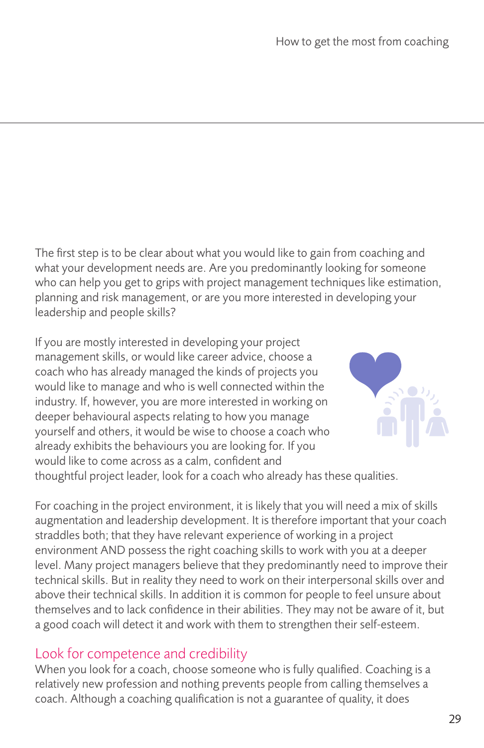The first step is to be clear about what you would like to gain from coaching and what your development needs are. Are you predominantly looking for someone who can help you get to grips with project management techniques like estimation, planning and risk management, or are you more interested in developing your leadership and people skills?

If you are mostly interested in developing your project management skills, or would like career advice, choose a coach who has already managed the kinds of projects you would like to manage and who is well connected within the industry. If, however, you are more interested in working on deeper behavioural aspects relating to how you manage yourself and others, it would be wise to choose a coach who already exhibits the behaviours you are looking for. If you would like to come across as a calm, confident and thoughtful project leader, look for a coach who already has these qualities.

For coaching in the project environment, it is likely that you will need a mix of skills augmentation and leadership development. It is therefore important that your coach straddles both; that they have relevant experience of working in a project environment AND possess the right coaching skills to work with you at a deeper level. Many project managers believe that they predominantly need to improve their technical skills. But in reality they need to work on their interpersonal skills over and above their technical skills. In addition it is common for people to feel unsure about themselves and to lack confidence in their abilities. They may not be aware of it, but a good coach will detect it and work with them to strengthen their self-esteem.

## Look for competence and credibility

When you look for a coach, choose someone who is fully qualified. Coaching is a relatively new profession and nothing prevents people from calling themselves a coach. Although a coaching qualification is not a guarantee of quality, it does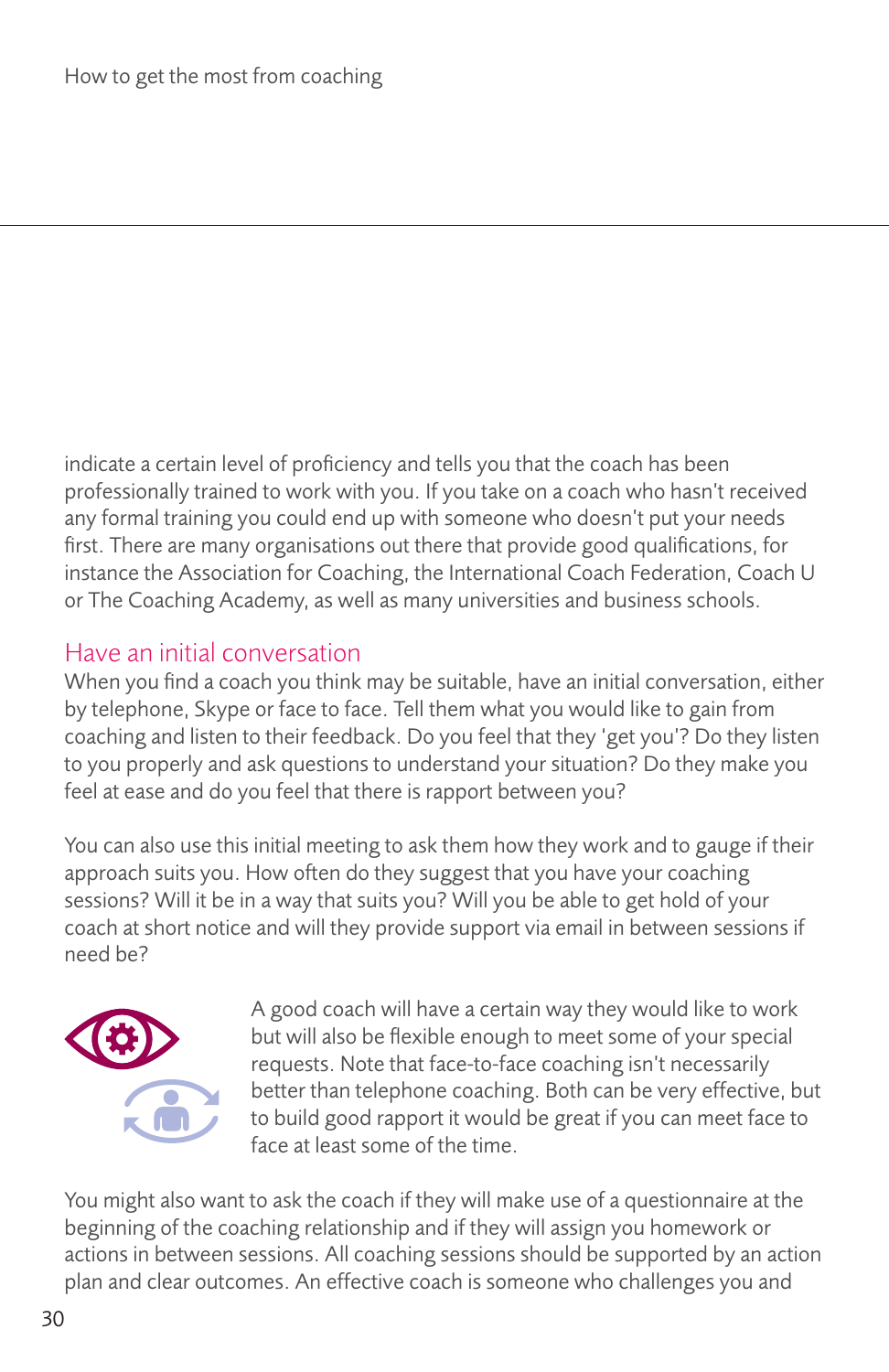indicate a certain level of proficiency and tells you that the coach has been professionally trained to work with you. If you take on a coach who hasn't received any formal training you could end up with someone who doesn't put your needs first. There are many organisations out there that provide good qualifications, for instance the Association for Coaching, the International Coach Federation, Coach U or The Coaching Academy, as well as many universities and business schools.

## Have an initial conversation

When you find a coach you think may be suitable, have an initial conversation, either by telephone, Skype or face to face. Tell them what you would like to gain from coaching and listen to their feedback. Do you feel that they 'get you'? Do they listen to you properly and ask questions to understand your situation? Do they make you feel at ease and do you feel that there is rapport between you?

You can also use this initial meeting to ask them how they work and to gauge if their approach suits you. How often do they suggest that you have your coaching sessions? Will it be in a way that suits you? Will you be able to get hold of your coach at short notice and will they provide support via email in between sessions if need be?

A good coach will have a certain way they would like to work but will also be flexible enough to meet some of your special requests. Note that face-to-face coaching isn't necessarily better than telephone coaching. Both can be very effective, but to build good rapport it would be great if you can meet face to face at least some of the time.

You might also want to ask the coach if they will make use of a questionnaire at the beginning of the coaching relationship and if they will assign you homework or actions in between sessions. All coaching sessions should be supported by an action plan and clear outcomes. An effective coach is someone who challenges you and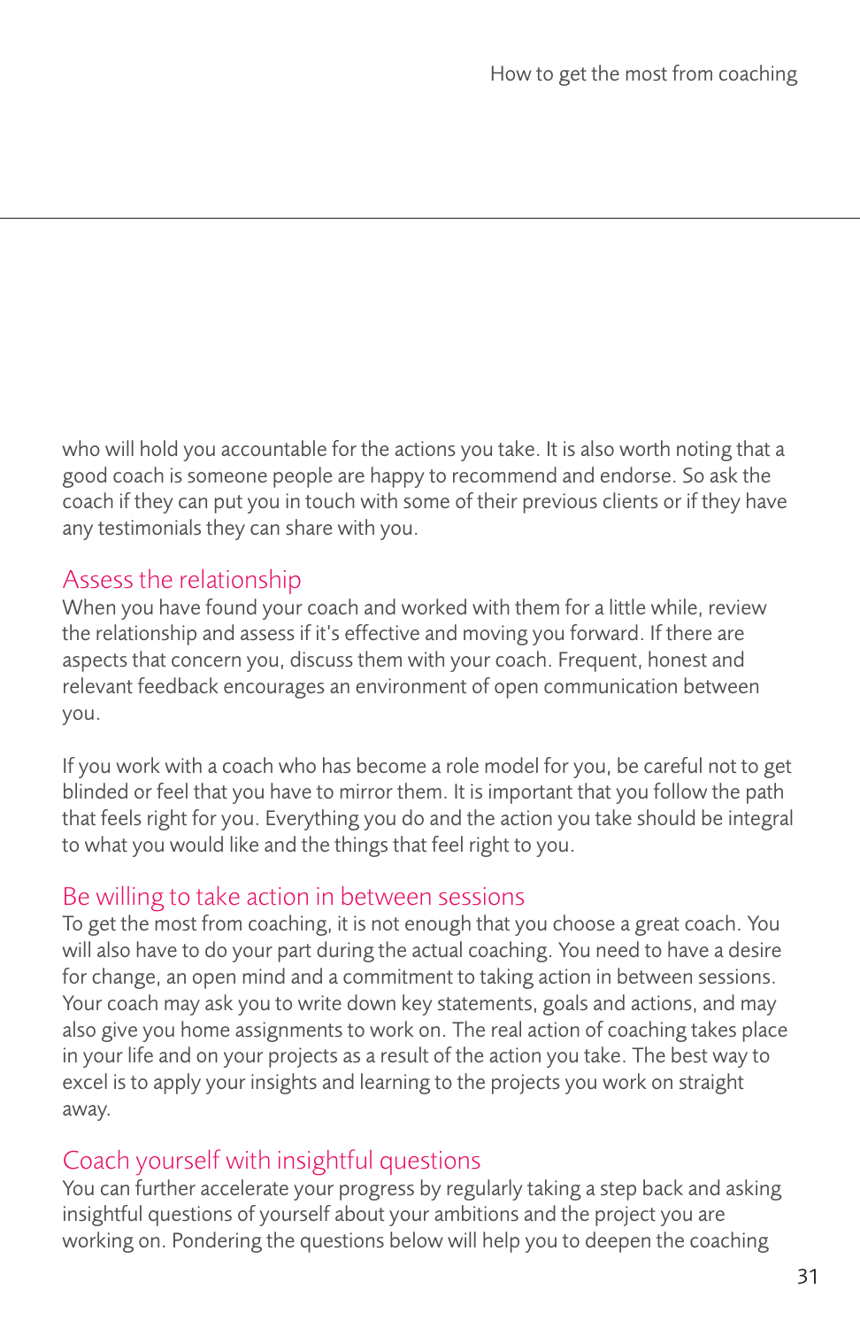who will hold you accountable for the actions you take. It is also worth noting that a good coach is someone people are happy to recommend and endorse. So ask the coach if they can put you in touch with some of their previous clients or if they have any testimonials they can share with you.

## Assess the relationship

When you have found your coach and worked with them for a little while, review the relationship and assess if it's effective and moving you forward. If there are aspects that concern you, discuss them with your coach. Frequent, honest and relevant feedback encourages an environment of open communication between you.

If you work with a coach who has become a role model for you, be careful not to get blinded or feel that you have to mirror them. It is important that you follow the path that feels right for you. Everything you do and the action you take should be integral to what you would like and the things that feel right to you.

## Be willing to take action in between sessions

To get the most from coaching, it is not enough that you choose a great coach. You will also have to do your part during the actual coaching. You need to have a desire for change, an open mind and a commitment to taking action in between sessions. Your coach may ask you to write down key statements, goals and actions, and may also give you home assignments to work on. The real action of coaching takes place in your life and on your projects as a result of the action you take. The best way to excel is to apply your insights and learning to the projects you work on straight away.

## Coach yourself with insightful questions

You can further accelerate your progress by regularly taking a step back and asking insightful questions of yourself about your ambitions and the project you are working on. Pondering the questions below will help you to deepen the coaching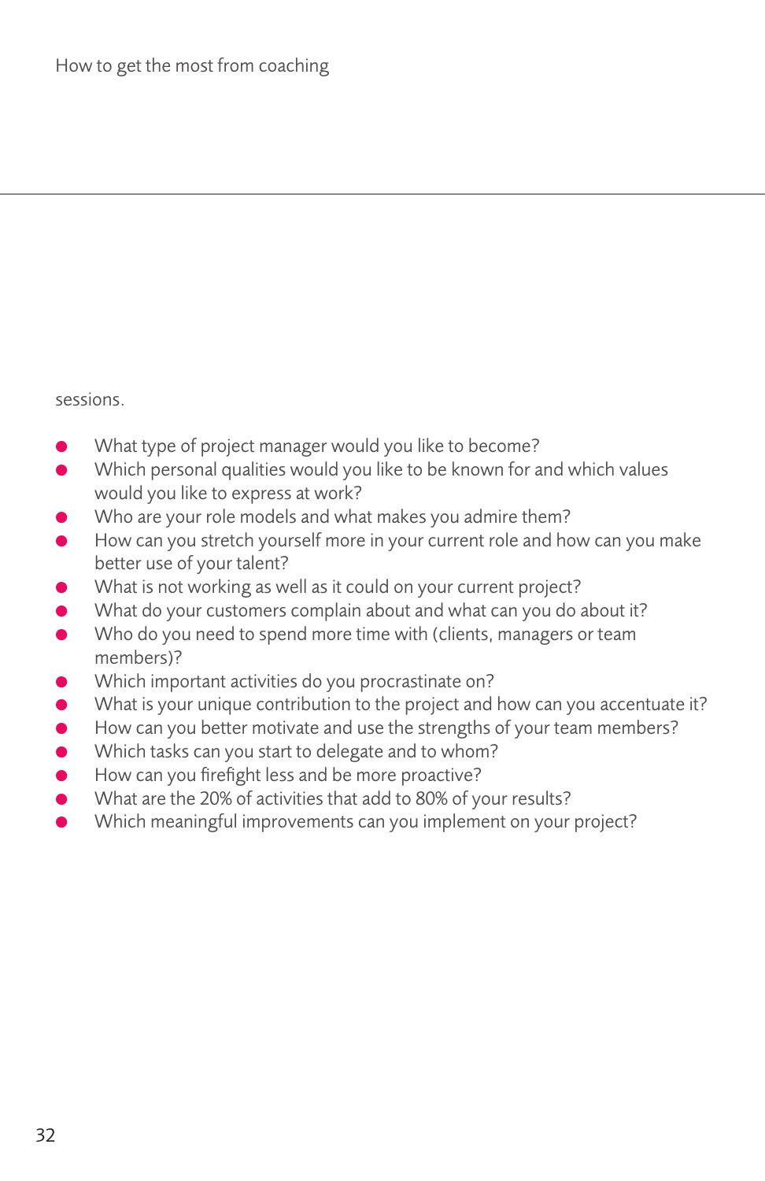sessions.

- What type of project manager would you like to become?
- Which personal qualities would you like to be known for and which values would you like to express at work?
- Who are your role models and what makes you admire them?
- How can you stretch yourself more in your current role and how can you make better use of your talent?
- What is not working as well as it could on your current project?
- What do your customers complain about and what can you do about it?
- Who do you need to spend more time with (clients, managers or team members)?
- Which important activities do you procrastinate on?
- What is your unique contribution to the project and how can you accentuate it?
- How can you better motivate and use the strengths of your team members?
- Which tasks can you start to delegate and to whom?
- How can you firefight less and be more proactive?
- What are the 20% of activities that add to 80% of your results?
- Which meaningful improvements can you implement on your project?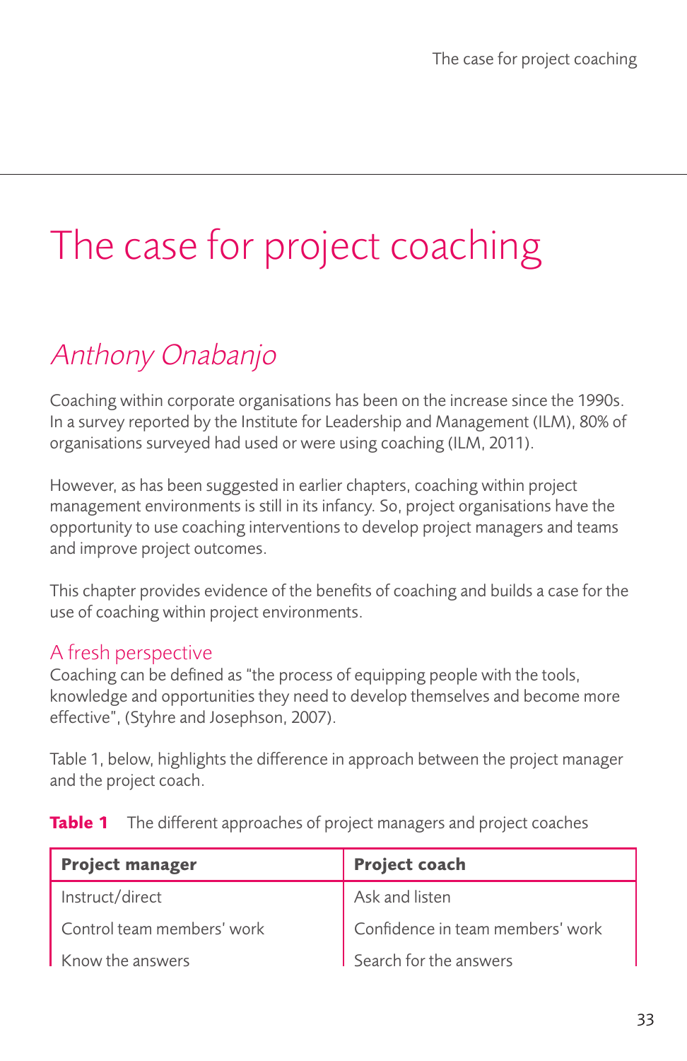# The case for project coaching

## *Anthony Onabanjo*

Coaching within corporate organisations has been on the increase since the 1990s. In a survey reported by the Institute for Leadership and Management (ILM), 80% of organisations surveyed had used or were using coaching (ILM, 2011).

However, as has been suggested in earlier chapters, coaching within project management environments is still in its infancy. So, project organisations have the opportunity to use coaching interventions to develop project managers and teams and improve project outcomes.

This chapter provides evidence of the benefits of coaching and builds a case for the use of coaching within project environments.

### A fresh perspective

Coaching can be defined as "the process of equipping people with the tools, knowledge and opportunities they need to develop themselves and become more effective", (Styhre and Josephson, 2007).

Table 1, below, highlights the difference in approach between the project manager and the project coach.

**Table 1** The different approaches of project managers and project coaches

| **Project manager** | **Project coach** |
|---|---|
| Instruct/direct | Ask and listen |
| Control team members' work | Confidence in team members' work |
| Know the answers | Search for the answers |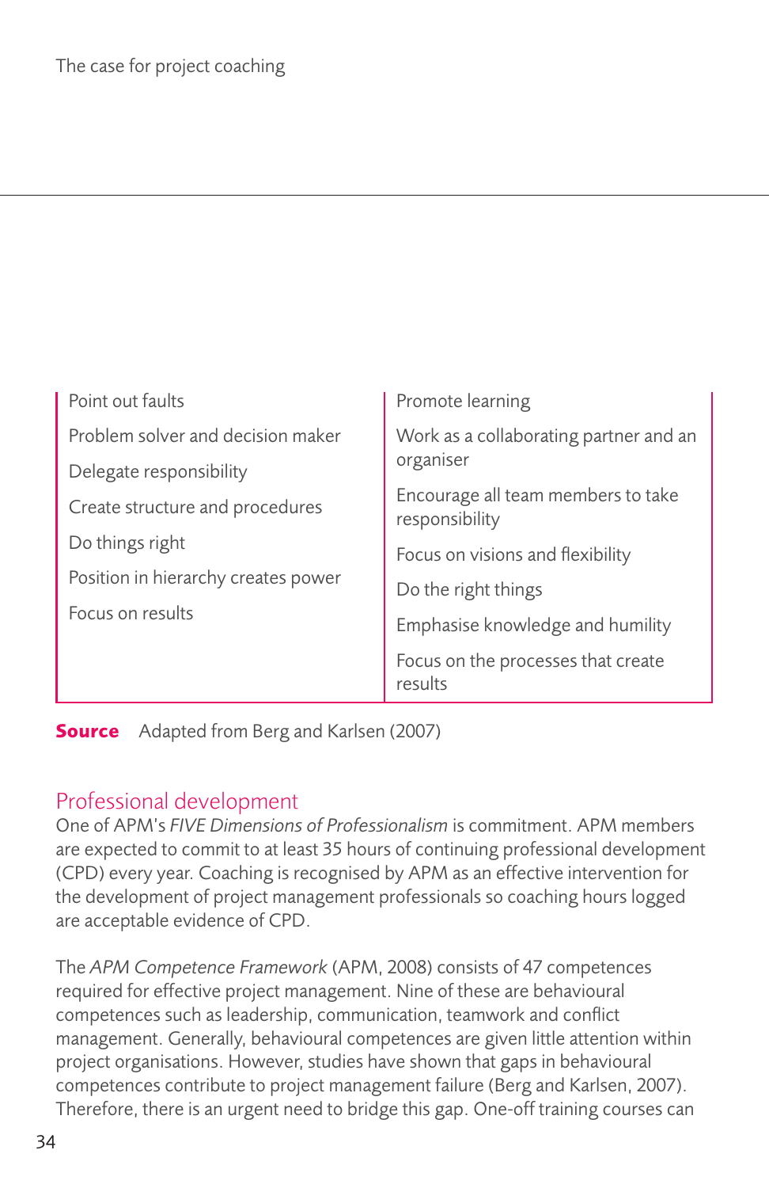| | |
|---|---|
| Point out faults | Promote learning |
| Problem solver and decision maker | Work as a collaborating partner and an organiser |
| Delegate responsibility | Encourage all team members to take responsibility |
| Create structure and procedures | Focus on visions and flexibility |
| Do things right | Do the right things |
| Position in hierarchy creates power | Emphasise knowledge and humility |
| Focus on results | Focus on the processes that create results |

**Source** Adapted from Berg and Karlsen (2007)

## Professional development

One of APM's *FIVE Dimensions of Professionalism* is commitment. APM members are expected to commit to at least 35 hours of continuing professional development (CPD) every year. Coaching is recognised by APM as an effective intervention for the development of project management professionals so coaching hours logged are acceptable evidence of CPD.

The *APM Competence Framework* (APM, 2008) consists of 47 competences required for effective project management. Nine of these are behavioural competences such as leadership, communication, teamwork and conflict management. Generally, behavioural competences are given little attention within project organisations. However, studies have shown that gaps in behavioural competences contribute to project management failure (Berg and Karlsen, 2007). Therefore, there is an urgent need to bridge this gap. One-off training courses can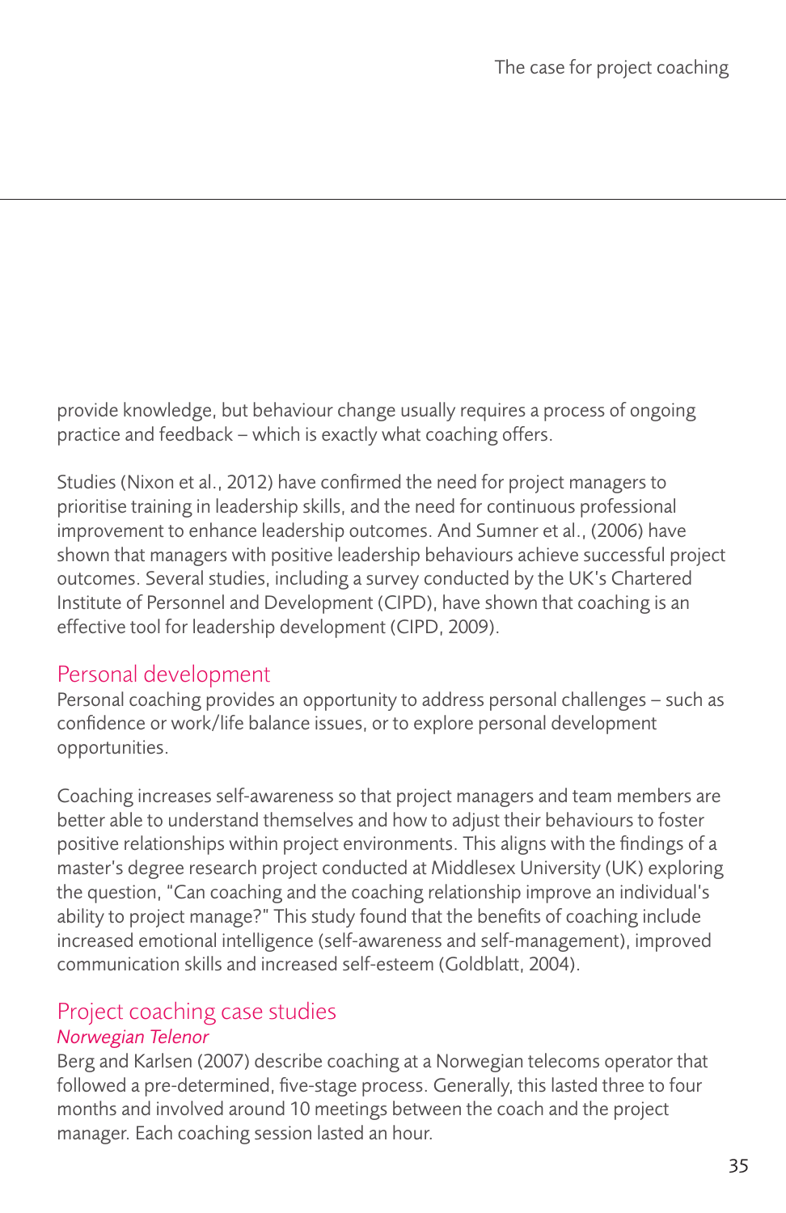provide knowledge, but behaviour change usually requires a process of ongoing practice and feedback – which is exactly what coaching offers.

Studies (Nixon et al., 2012) have confirmed the need for project managers to prioritise training in leadership skills, and the need for continuous professional improvement to enhance leadership outcomes. And Sumner et al., (2006) have shown that managers with positive leadership behaviours achieve successful project outcomes. Several studies, including a survey conducted by the UK's Chartered Institute of Personnel and Development (CIPD), have shown that coaching is an effective tool for leadership development (CIPD, 2009).

## Personal development

Personal coaching provides an opportunity to address personal challenges – such as confidence or work/life balance issues, or to explore personal development opportunities.

Coaching increases self-awareness so that project managers and team members are better able to understand themselves and how to adjust their behaviours to foster positive relationships within project environments. This aligns with the findings of a master's degree research project conducted at Middlesex University (UK) exploring the question, "Can coaching and the coaching relationship improve an individual's ability to project manage?" This study found that the benefits of coaching include increased emotional intelligence (self-awareness and self-management), improved communication skills and increased self-esteem (Goldblatt, 2004).

## Project coaching case studies

### *Norwegian Telenor*

Berg and Karlsen (2007) describe coaching at a Norwegian telecoms operator that followed a pre-determined, five-stage process. Generally, this lasted three to four months and involved around 10 meetings between the coach and the project manager. Each coaching session lasted an hour.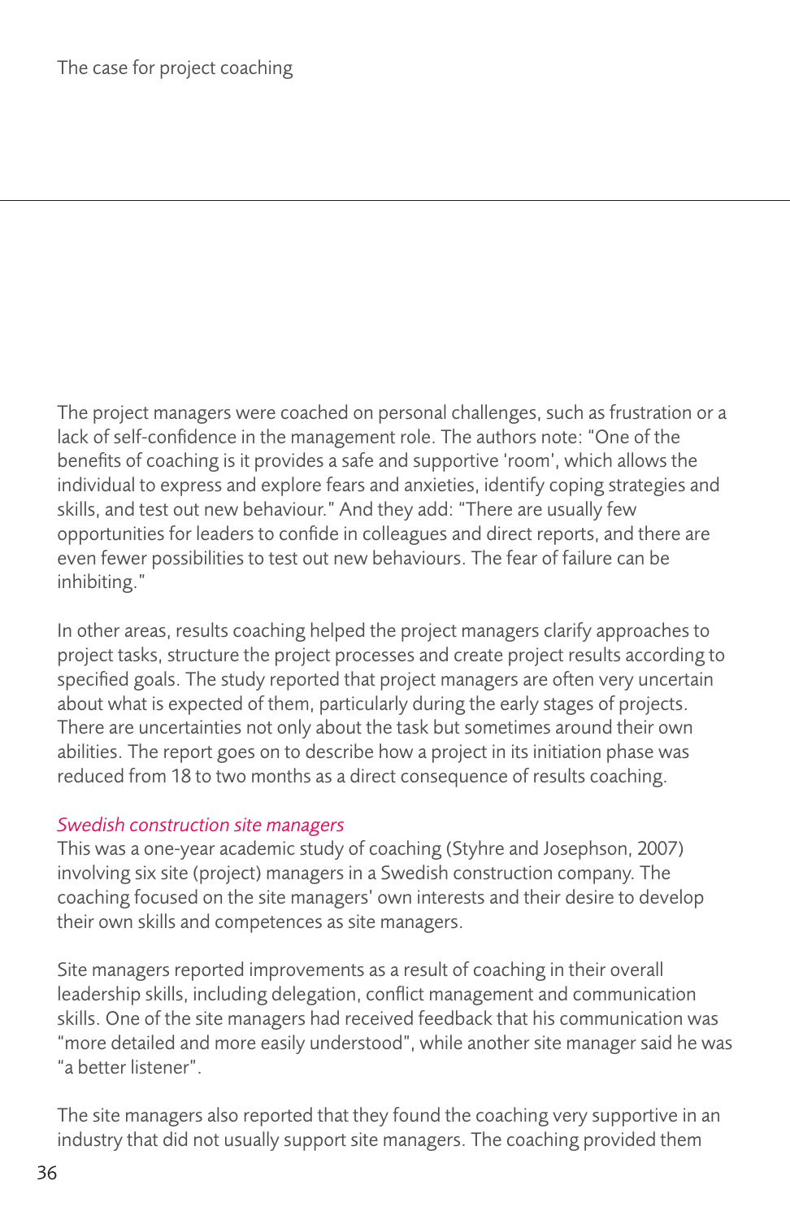The project managers were coached on personal challenges, such as frustration or a lack of self-confidence in the management role. The authors note: "One of the benefits of coaching is it provides a safe and supportive 'room', which allows the individual to express and explore fears and anxieties, identify coping strategies and skills, and test out new behaviour." And they add: "There are usually few opportunities for leaders to confide in colleagues and direct reports, and there are even fewer possibilities to test out new behaviours. The fear of failure can be inhibiting."

In other areas, results coaching helped the project managers clarify approaches to project tasks, structure the project processes and create project results according to specified goals. The study reported that project managers are often very uncertain about what is expected of them, particularly during the early stages of projects. There are uncertainties not only about the task but sometimes around their own abilities. The report goes on to describe how a project in its initiation phase was reduced from 18 to two months as a direct consequence of results coaching.

*Swedish construction site managers*

This was a one-year academic study of coaching (Styhre and Josephson, 2007) involving six site (project) managers in a Swedish construction company. The coaching focused on the site managers' own interests and their desire to develop their own skills and competences as site managers.

Site managers reported improvements as a result of coaching in their overall leadership skills, including delegation, conflict management and communication skills. One of the site managers had received feedback that his communication was "more detailed and more easily understood", while another site manager said he was "a better listener".

The site managers also reported that they found the coaching very supportive in an industry that did not usually support site managers. The coaching provided them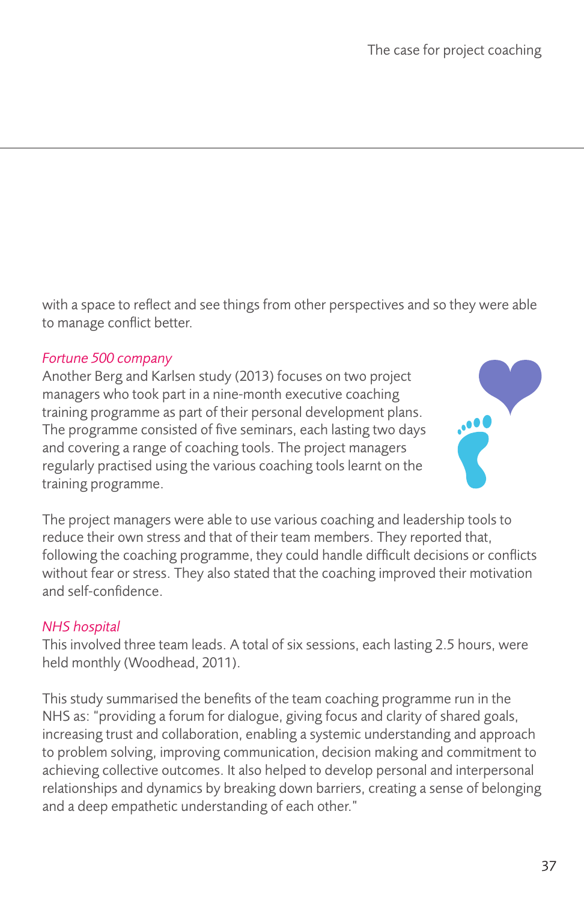with a space to reflect and see things from other perspectives and so they were able to manage conflict better.

*Fortune 500 company*

Another Berg and Karlsen study (2013) focuses on two project managers who took part in a nine-month executive coaching training programme as part of their personal development plans. The programme consisted of five seminars, each lasting two days and covering a range of coaching tools. The project managers regularly practised using the various coaching tools learnt on the training programme.

The project managers were able to use various coaching and leadership tools to reduce their own stress and that of their team members. They reported that, following the coaching programme, they could handle difficult decisions or conflicts without fear or stress. They also stated that the coaching improved their motivation and self-confidence.

*NHS hospital*

This involved three team leads. A total of six sessions, each lasting 2.5 hours, were held monthly (Woodhead, 2011).

This study summarised the benefits of the team coaching programme run in the NHS as: "providing a forum for dialogue, giving focus and clarity of shared goals, increasing trust and collaboration, enabling a systemic understanding and approach to problem solving, improving communication, decision making and commitment to achieving collective outcomes. It also helped to develop personal and interpersonal relationships and dynamics by breaking down barriers, creating a sense of belonging and a deep empathetic understanding of each other."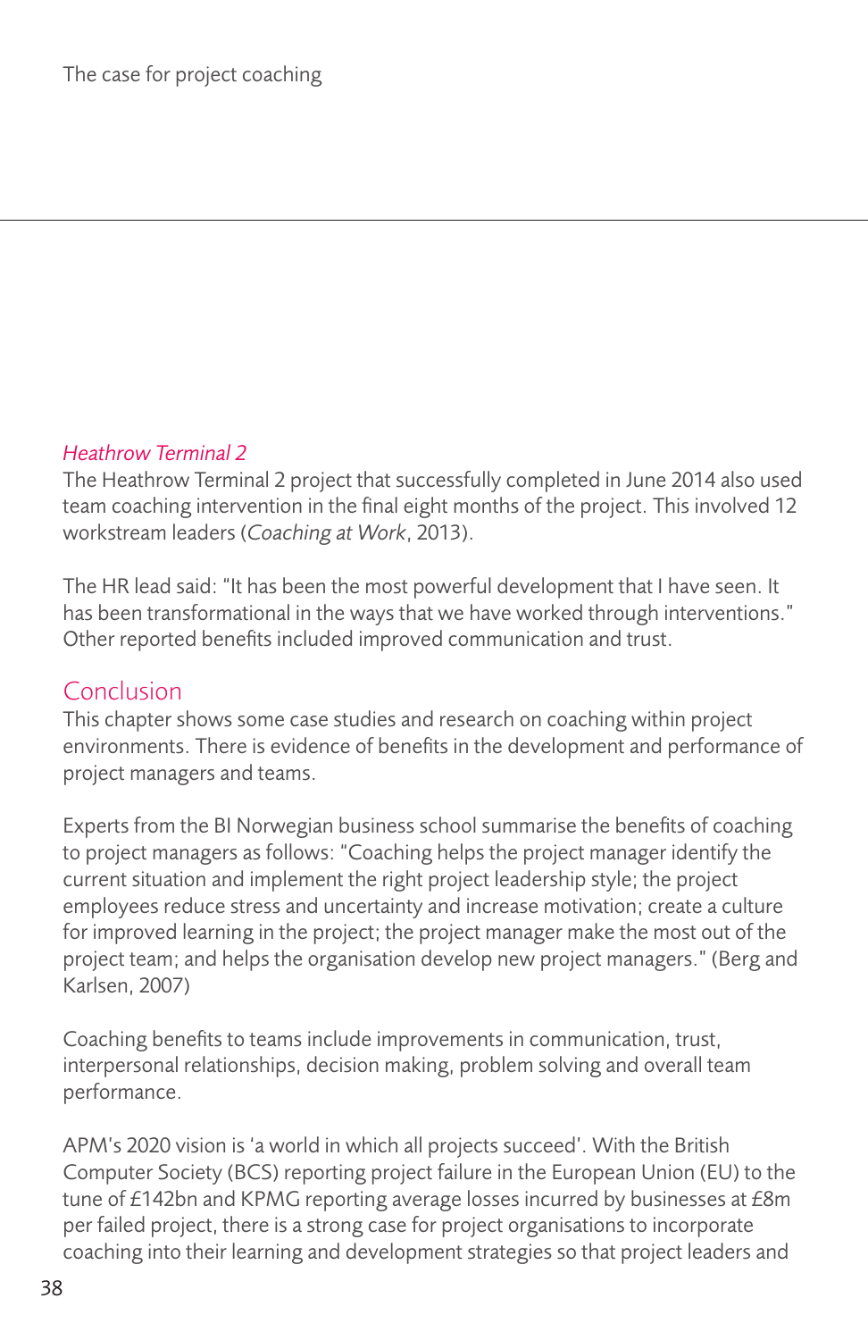### *Heathrow Terminal 2*

The Heathrow Terminal 2 project that successfully completed in June 2014 also used team coaching intervention in the final eight months of the project. This involved 12 workstream leaders (*Coaching at Work*, 2013).

The HR lead said: "It has been the most powerful development that I have seen. It has been transformational in the ways that we have worked through interventions." Other reported benefits included improved communication and trust.

## Conclusion

This chapter shows some case studies and research on coaching within project environments. There is evidence of benefits in the development and performance of project managers and teams.

Experts from the BI Norwegian business school summarise the benefits of coaching to project managers as follows: "Coaching helps the project manager identify the current situation and implement the right project leadership style; the project employees reduce stress and uncertainty and increase motivation; create a culture for improved learning in the project; the project manager make the most out of the project team; and helps the organisation develop new project managers." (Berg and Karlsen, 2007)

Coaching benefits to teams include improvements in communication, trust, interpersonal relationships, decision making, problem solving and overall team performance.

APM's 2020 vision is 'a world in which all projects succeed'. With the British Computer Society (BCS) reporting project failure in the European Union (EU) to the tune of £142bn and KPMG reporting average losses incurred by businesses at £8m per failed project, there is a strong case for project organisations to incorporate coaching into their learning and development strategies so that project leaders and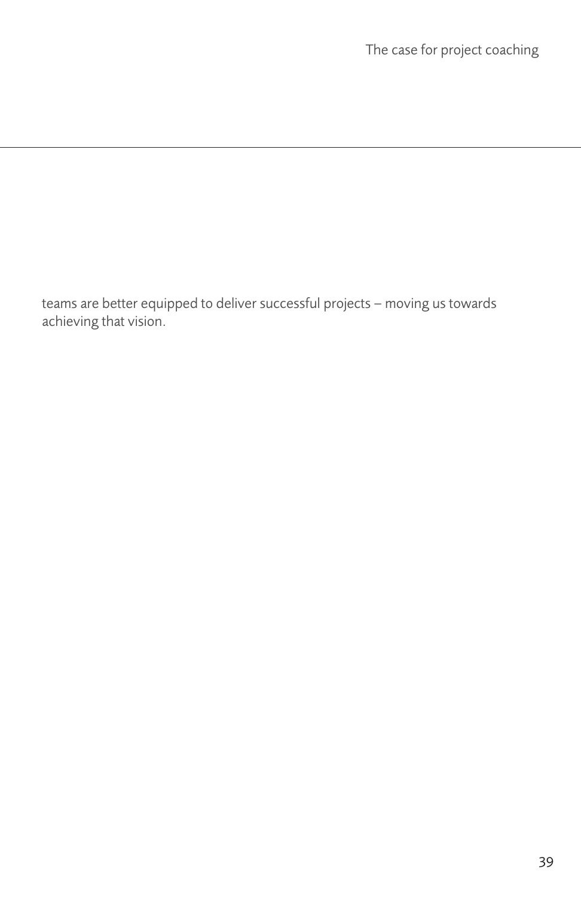teams are better equipped to deliver successful projects – moving us towards achieving that vision.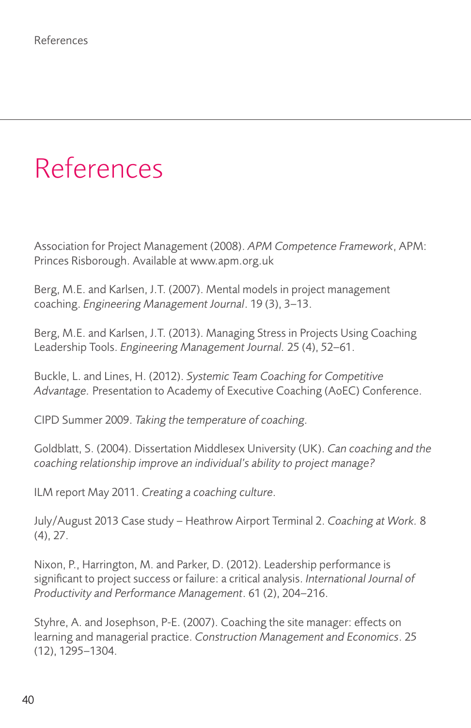# References

Association for Project Management (2008). *APM Competence Framework*, APM: Princes Risborough. Available at www.apm.org.uk

Berg, M.E. and Karlsen, J.T. (2007). Mental models in project management coaching. *Engineering Management Journal*. 19 (3), 3–13.

Berg, M.E. and Karlsen, J.T. (2013). Managing Stress in Projects Using Coaching Leadership Tools. *Engineering Management Journal.* 25 (4), 52–61.

Buckle, L. and Lines, H. (2012). *Systemic Team Coaching for Competitive Advantage.* Presentation to Academy of Executive Coaching (AoEC) Conference.

CIPD Summer 2009. *Taking the temperature of coaching.*

Goldblatt, S. (2004). Dissertation Middlesex University (UK). *Can coaching and the coaching relationship improve an individual's ability to project manage?*

ILM report May 2011. *Creating a coaching culture.*

July/August 2013 Case study – Heathrow Airport Terminal 2. *Coaching at Work.* 8 (4), 27.

Nixon, P., Harrington, M. and Parker, D. (2012). Leadership performance is significant to project success or failure: a critical analysis. *International Journal of Productivity and Performance Management*. 61 (2), 204–216.

Styhre, A. and Josephson, P-E. (2007). Coaching the site manager: effects on learning and managerial practice. *Construction Management and Economics*. 25 (12), 1295–1304.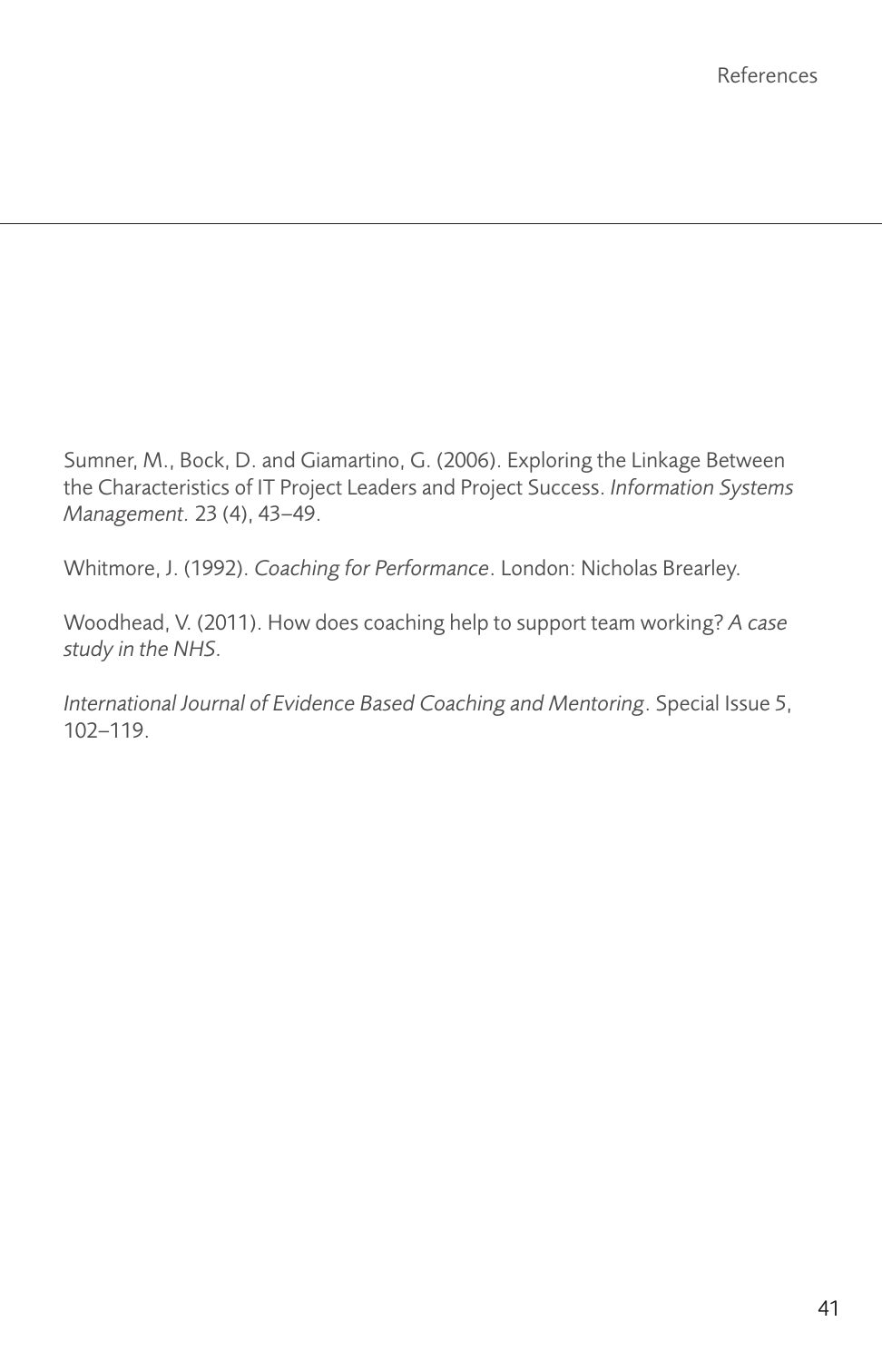Sumner, M., Bock, D. and Giamartino, G. (2006). Exploring the Linkage Between the Characteristics of IT Project Leaders and Project Success. *Information Systems Management*. 23 (4), 43–49.

Whitmore, J. (1992). *Coaching for Performance*. London: Nicholas Brearley.

Woodhead, V. (2011). How does coaching help to support team working? *A case study in the NHS*.

*International Journal of Evidence Based Coaching and Mentoring*. Special Issue 5, 102–119.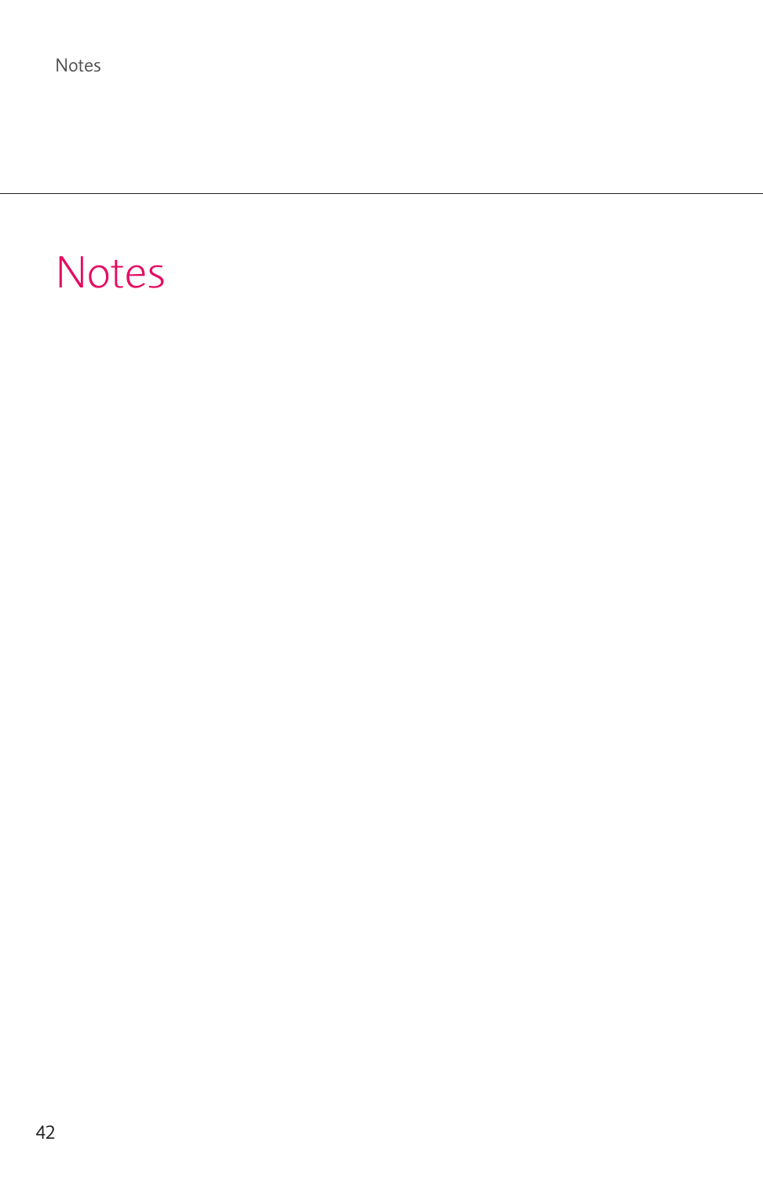# Notes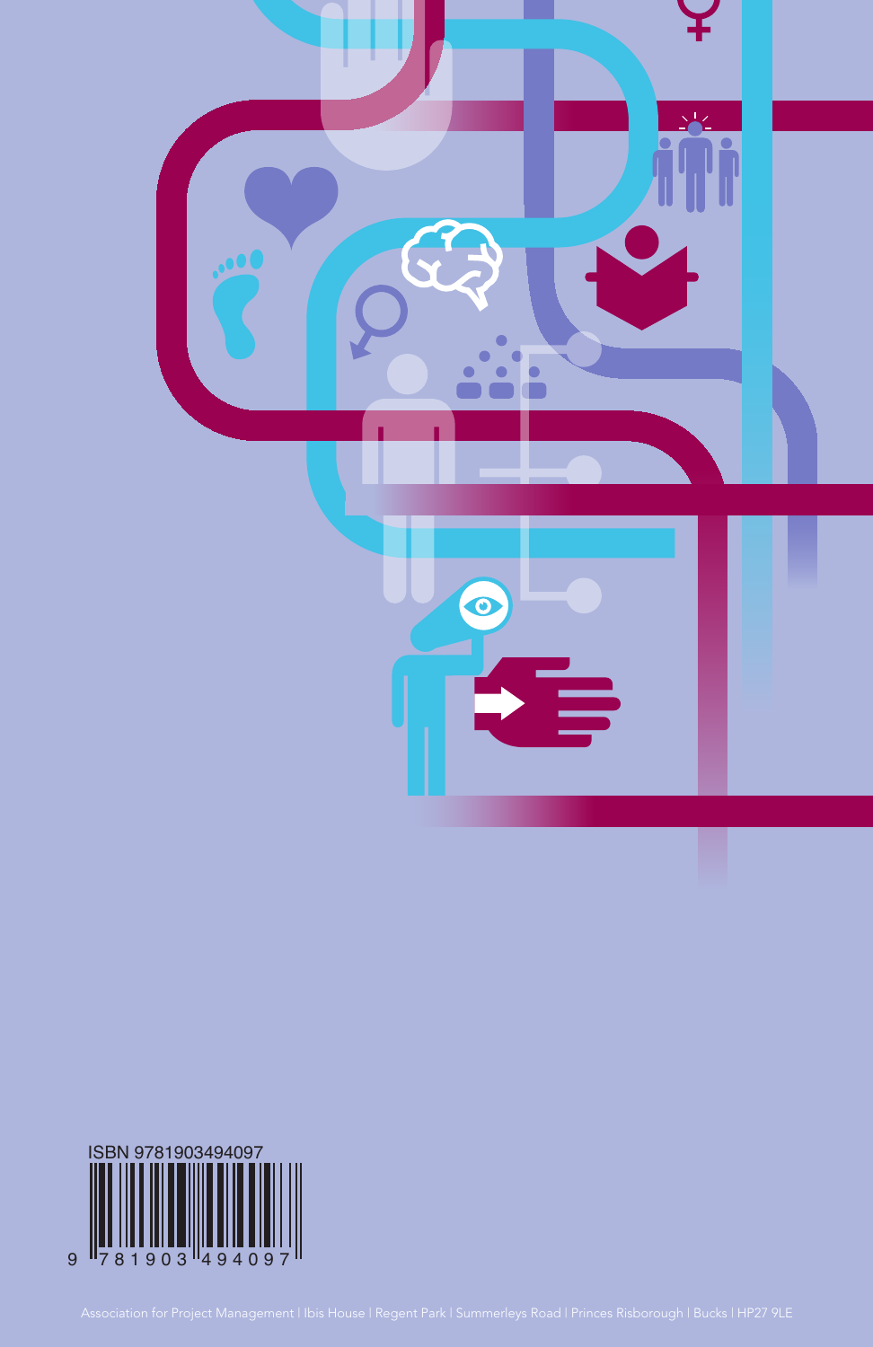ISBN 9781903494097

9 781903 494097

Association for Project Management | Ibis House | Regent Park | Summerleys Road | Princes Risborough | Bucks | HP27 9LE